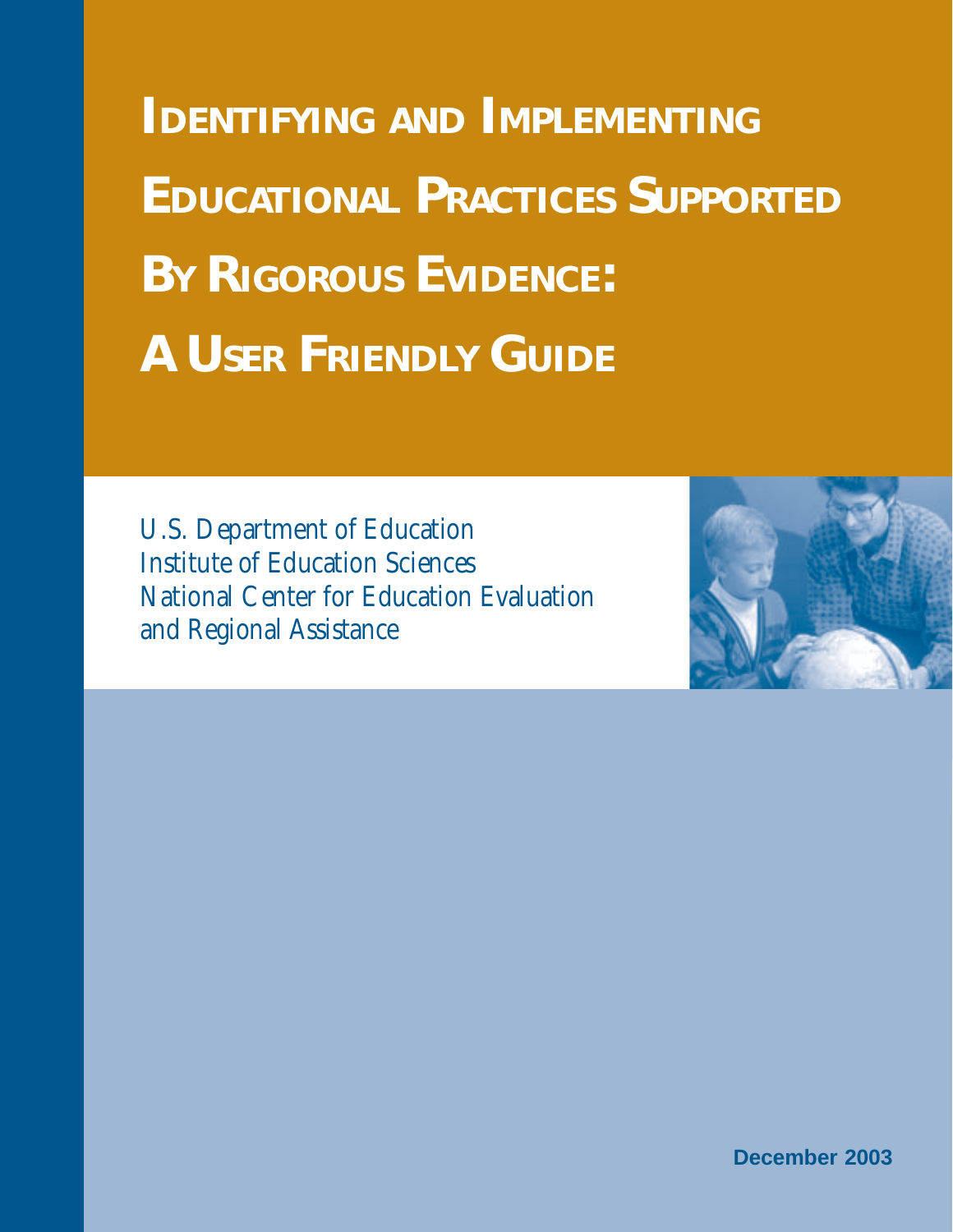# Identifying and Implementing Educational Practices Supported by Rigorous Evidence: A User Friendly Guide

U.S. Department of Education
Institute of Education Sciences
National Center for Education Evaluation
and Regional Assistance

**December 2003**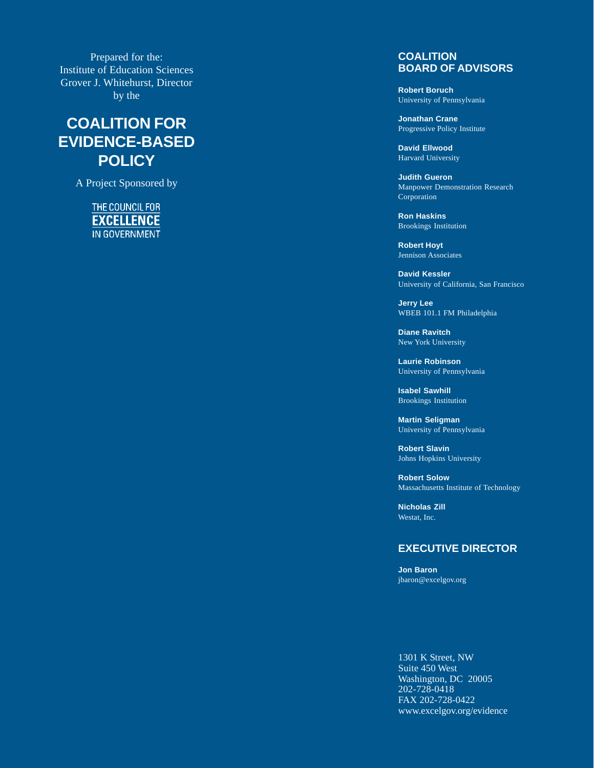Prepared for the:
Institute of Education Sciences
Grover J. Whitehurst, Director
by the

# COALITION FOR EVIDENCE-BASED POLICY

A Project Sponsored by

THE COUNCIL FOR
EXCELLENCE
IN GOVERNMENT

## COALITION BOARD OF ADVISORS

**Robert Boruch**
University of Pennsylvania

**Jonathan Crane**
Progressive Policy Institute

**David Ellwood**
Harvard University

**Judith Gueron**
Manpower Demonstration Research Corporation

**Ron Haskins**
Brookings Institution

**Robert Hoyt**
Jennison Associates

**David Kessler**
University of California, San Francisco

**Jerry Lee**
WBEB 101.1 FM Philadelphia

**Diane Ravitch**
New York University

**Laurie Robinson**
University of Pennsylvania

**Isabel Sawhill**
Brookings Institution

**Martin Seligman**
University of Pennsylvania

**Robert Slavin**
Johns Hopkins University

**Robert Solow**
Massachusetts Institute of Technology

**Nicholas Zill**
Westat, Inc.

## EXECUTIVE DIRECTOR

**Jon Baron**
jbaron@excelgov.org

1301 K Street, NW
Suite 450 West
Washington, DC 20005
202-728-0418
FAX 202-728-0422
www.excelgov.org/evidence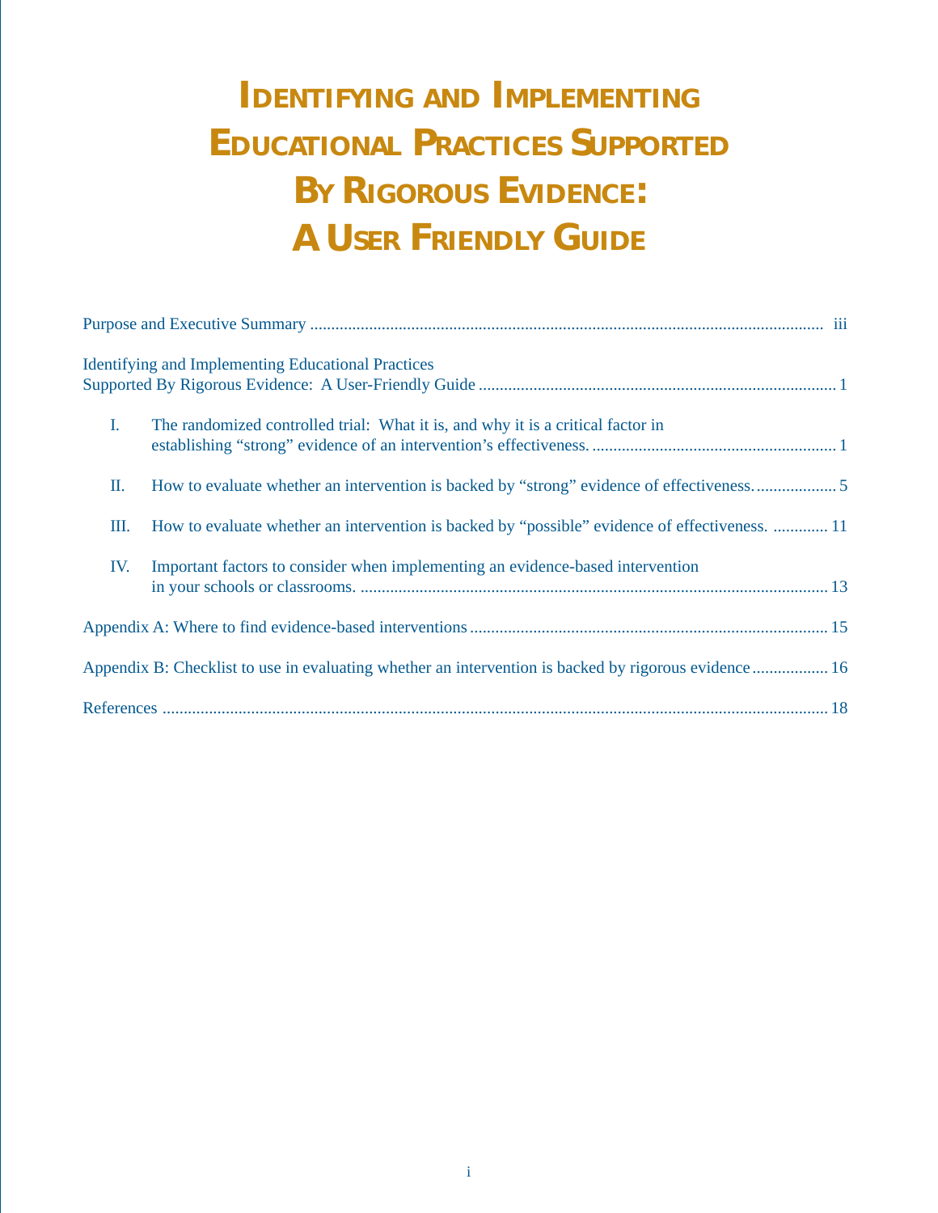# Identifying and Implementing Educational Practices Supported By Rigorous Evidence: A User Friendly Guide

Purpose and Executive Summary ........................................................ iii

Identifying and Implementing Educational Practices Supported By Rigorous Evidence: A User-Friendly Guide ........................................................ 1

- I. The randomized controlled trial: What it is, and why it is a critical factor in establishing "strong" evidence of an intervention's effectiveness. ........................................................ 1
- II. How to evaluate whether an intervention is backed by "strong" evidence of effectiveness. ........................................................ 5
- III. How to evaluate whether an intervention is backed by "possible" evidence of effectiveness. ........................................................ 11
- IV. Important factors to consider when implementing an evidence-based intervention in your schools or classrooms. ........................................................ 13

Appendix A: Where to find evidence-based interventions ........................................................ 15

Appendix B: Checklist to use in evaluating whether an intervention is backed by rigorous evidence ........................................................ 16

References ........................................................ 18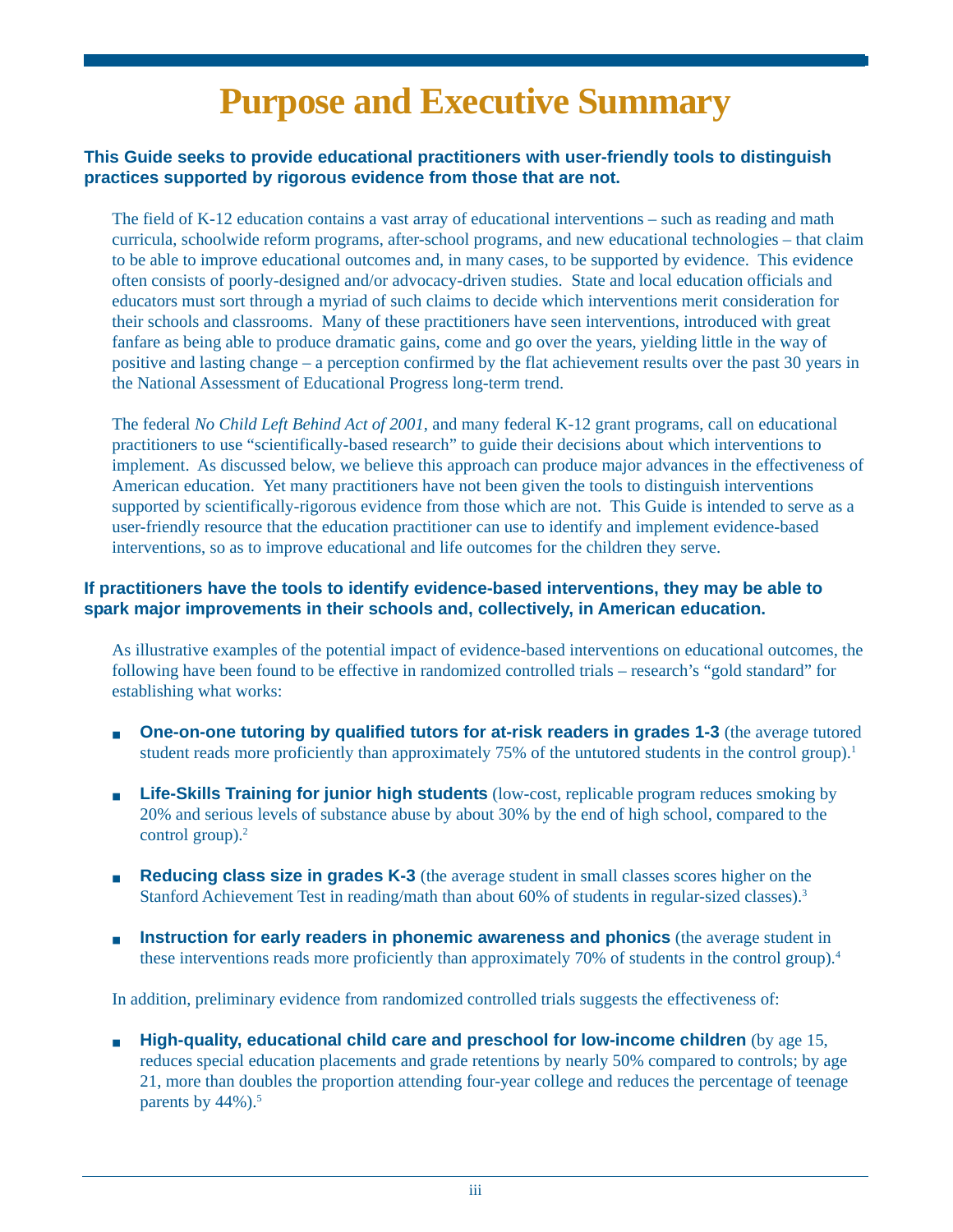# Purpose and Executive Summary

**This Guide seeks to provide educational practitioners with user-friendly tools to distinguish practices supported by rigorous evidence from those that are not.**

The field of K-12 education contains a vast array of educational interventions – such as reading and math curricula, schoolwide reform programs, after-school programs, and new educational technologies – that claim to be able to improve educational outcomes and, in many cases, to be supported by evidence. This evidence often consists of poorly-designed and/or advocacy-driven studies. State and local education officials and educators must sort through a myriad of such claims to decide which interventions merit consideration for their schools and classrooms. Many of these practitioners have seen interventions, introduced with great fanfare as being able to produce dramatic gains, come and go over the years, yielding little in the way of positive and lasting change – a perception confirmed by the flat achievement results over the past 30 years in the National Assessment of Educational Progress long-term trend.

The federal *No Child Left Behind Act of 2001*, and many federal K-12 grant programs, call on educational practitioners to use "scientifically-based research" to guide their decisions about which interventions to implement. As discussed below, we believe this approach can produce major advances in the effectiveness of American education. Yet many practitioners have not been given the tools to distinguish interventions supported by scientifically-rigorous evidence from those which are not. This Guide is intended to serve as a user-friendly resource that the education practitioner can use to identify and implement evidence-based interventions, so as to improve educational and life outcomes for the children they serve.

**If practitioners have the tools to identify evidence-based interventions, they may be able to spark major improvements in their schools and, collectively, in American education.**

As illustrative examples of the potential impact of evidence-based interventions on educational outcomes, the following have been found to be effective in randomized controlled trials – research's "gold standard" for establishing what works:

- **One-on-one tutoring by qualified tutors for at-risk readers in grades 1-3** (the average tutored student reads more proficiently than approximately 75% of the untutored students in the control group).[1]

- **Life-Skills Training for junior high students** (low-cost, replicable program reduces smoking by 20% and serious levels of substance abuse by about 30% by the end of high school, compared to the control group).[2]

- **Reducing class size in grades K-3** (the average student in small classes scores higher on the Stanford Achievement Test in reading/math than about 60% of students in regular-sized classes).[3]

- **Instruction for early readers in phonemic awareness and phonics** (the average student in these interventions reads more proficiently than approximately 70% of students in the control group).[4]

In addition, preliminary evidence from randomized controlled trials suggests the effectiveness of:

- **High-quality, educational child care and preschool for low-income children** (by age 15, reduces special education placements and grade retentions by nearly 50% compared to controls; by age 21, more than doubles the proportion attending four-year college and reduces the percentage of teenage parents by 44%).[5]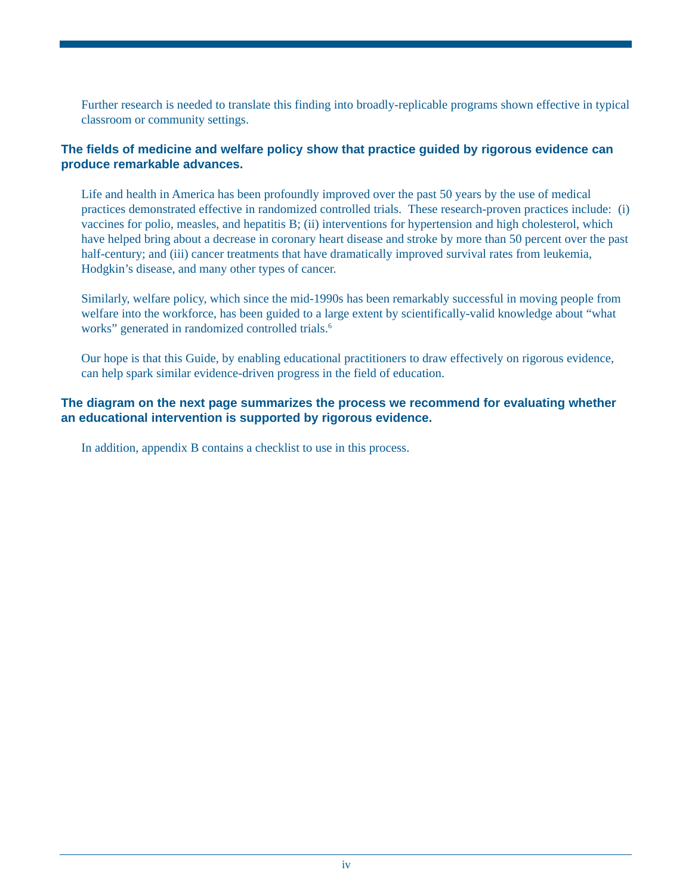Further research is needed to translate this finding into broadly-replicable programs shown effective in typical classroom or community settings.

**The fields of medicine and welfare policy show that practice guided by rigorous evidence can produce remarkable advances.**

Life and health in America has been profoundly improved over the past 50 years by the use of medical practices demonstrated effective in randomized controlled trials. These research-proven practices include: (i) vaccines for polio, measles, and hepatitis B; (ii) interventions for hypertension and high cholesterol, which have helped bring about a decrease in coronary heart disease and stroke by more than 50 percent over the past half-century; and (iii) cancer treatments that have dramatically improved survival rates from leukemia, Hodgkin's disease, and many other types of cancer.

Similarly, welfare policy, which since the mid-1990s has been remarkably successful in moving people from welfare into the workforce, has been guided to a large extent by scientifically-valid knowledge about "what works" generated in randomized controlled trials.[6]

Our hope is that this Guide, by enabling educational practitioners to draw effectively on rigorous evidence, can help spark similar evidence-driven progress in the field of education.

**The diagram on the next page summarizes the process we recommend for evaluating whether an educational intervention is supported by rigorous evidence.**

In addition, appendix B contains a checklist to use in this process.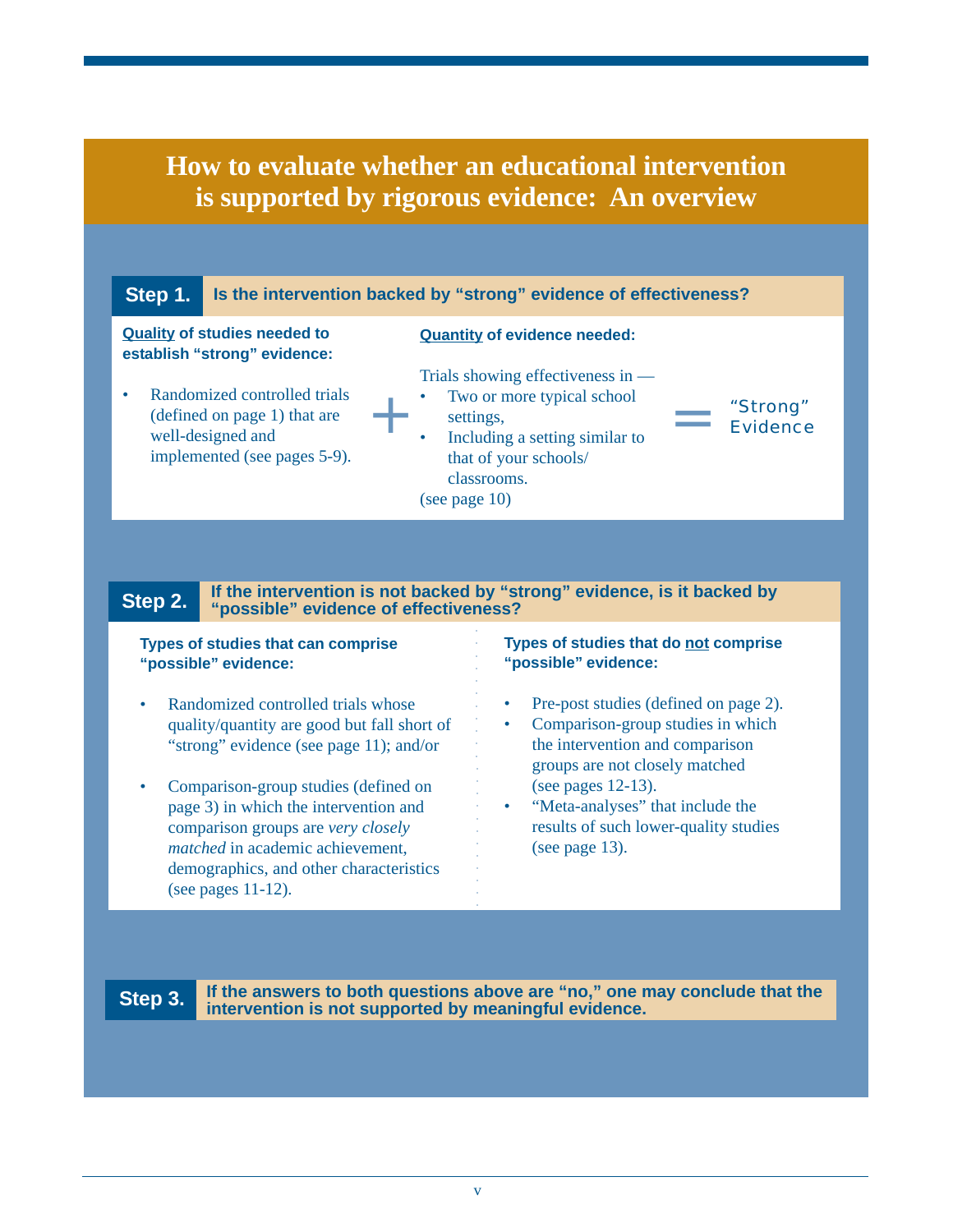# How to evaluate whether an educational intervention is supported by rigorous evidence: An overview

## Step 1. Is the intervention backed by "strong" evidence of effectiveness?

**Quality of studies needed to establish "strong" evidence:**

- Randomized controlled trials (defined on page 1) that are well-designed and implemented (see pages 5-9).

**+**

**Quantity of evidence needed:**

Trials showing effectiveness in —

- Two or more typical school settings,
- Including a setting similar to that of your schools/ classrooms.

(see page 10)

**=** "Strong" Evidence

## Step 2. If the intervention is not backed by "strong" evidence, is it backed by "possible" evidence of effectiveness?

**Types of studies that can comprise "possible" evidence:**

- Randomized controlled trials whose quality/quantity are good but fall short of "strong" evidence (see page 11); and/or
- Comparison-group studies (defined on page 3) in which the intervention and comparison groups are *very closely matched* in academic achievement, demographics, and other characteristics (see pages 11-12).

**Types of studies that do not comprise "possible" evidence:**

- Pre-post studies (defined on page 2).
- Comparison-group studies in which the intervention and comparison groups are not closely matched (see pages 12-13).
- "Meta-analyses" that include the results of such lower-quality studies (see page 13).

## Step 3. If the answers to both questions above are "no," one may conclude that the intervention is not supported by meaningful evidence.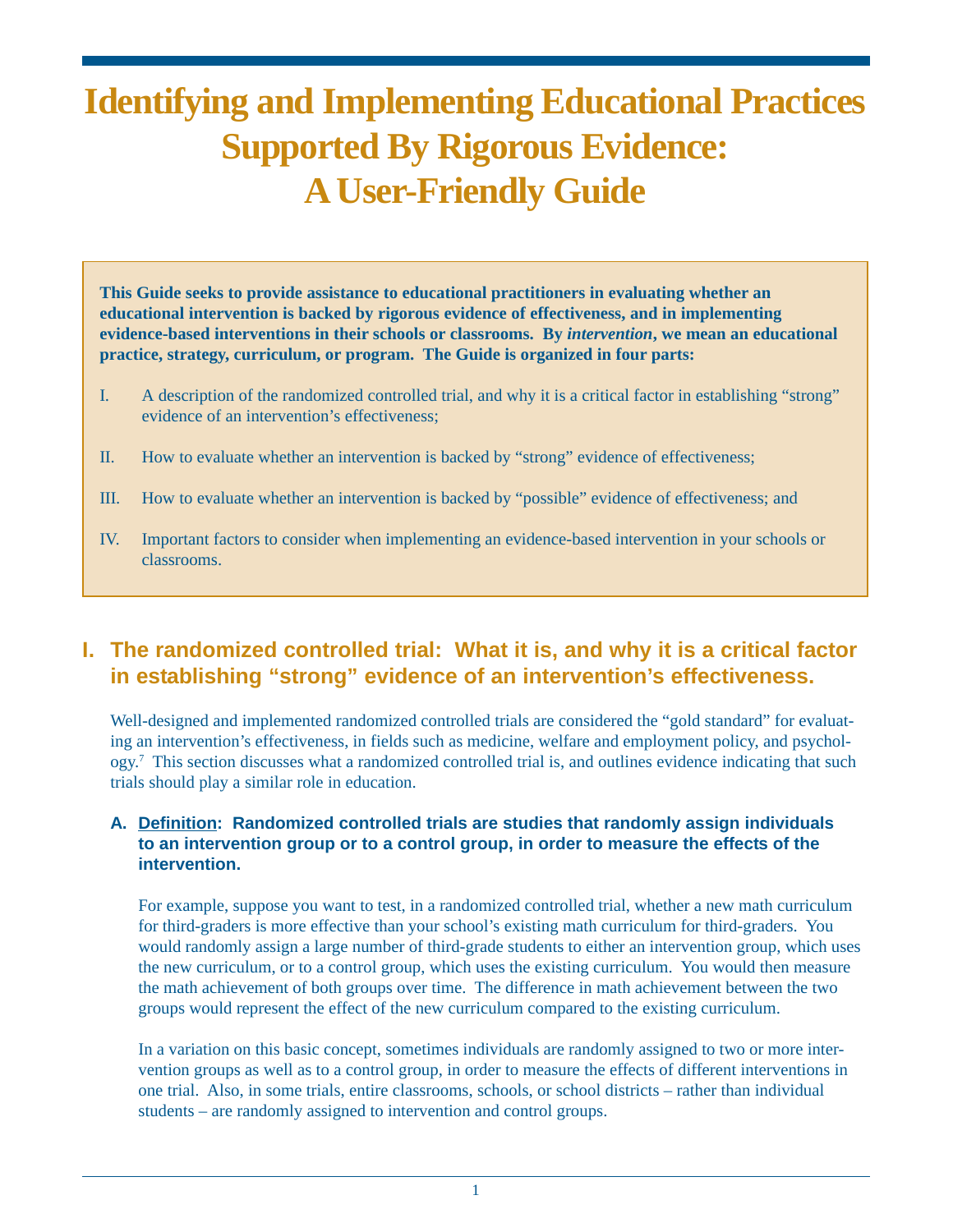# Identifying and Implementing Educational Practices Supported By Rigorous Evidence: A User-Friendly Guide

**This Guide seeks to provide assistance to educational practitioners in evaluating whether an educational intervention is backed by rigorous evidence of effectiveness, and in implementing evidence-based interventions in their schools or classrooms. By *intervention*, we mean an educational practice, strategy, curriculum, or program. The Guide is organized in four parts:**

I. A description of the randomized controlled trial, and why it is a critical factor in establishing "strong" evidence of an intervention's effectiveness;

II. How to evaluate whether an intervention is backed by "strong" evidence of effectiveness;

III. How to evaluate whether an intervention is backed by "possible" evidence of effectiveness; and

IV. Important factors to consider when implementing an evidence-based intervention in your schools or classrooms.

## I. The randomized controlled trial: What it is, and why it is a critical factor in establishing "strong" evidence of an intervention's effectiveness.

Well-designed and implemented randomized controlled trials are considered the "gold standard" for evaluating an intervention's effectiveness, in fields such as medicine, welfare and employment policy, and psychology.[7] This section discusses what a randomized controlled trial is, and outlines evidence indicating that such trials should play a similar role in education.

### A. Definition: Randomized controlled trials are studies that randomly assign individuals to an intervention group or to a control group, in order to measure the effects of the intervention.

For example, suppose you want to test, in a randomized controlled trial, whether a new math curriculum for third-graders is more effective than your school's existing math curriculum for third-graders. You would randomly assign a large number of third-grade students to either an intervention group, which uses the new curriculum, or to a control group, which uses the existing curriculum. You would then measure the math achievement of both groups over time. The difference in math achievement between the two groups would represent the effect of the new curriculum compared to the existing curriculum.

In a variation on this basic concept, sometimes individuals are randomly assigned to two or more intervention groups as well as to a control group, in order to measure the effects of different interventions in one trial. Also, in some trials, entire classrooms, schools, or school districts – rather than individual students – are randomly assigned to intervention and control groups.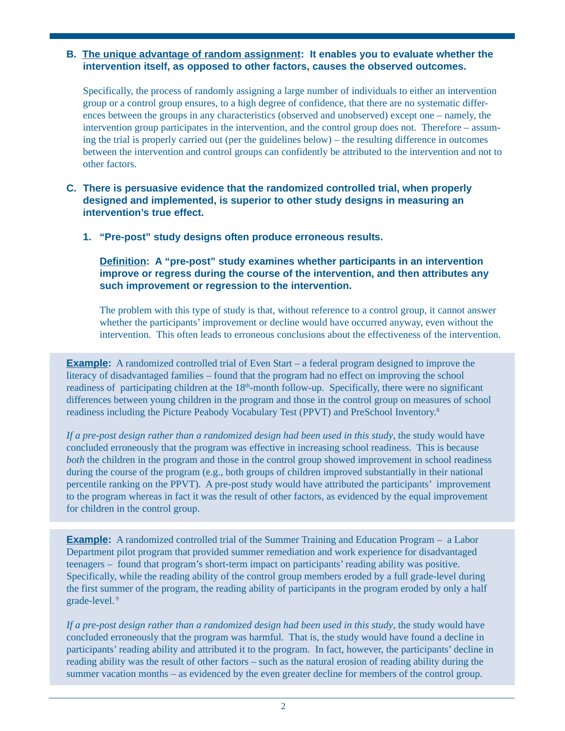**B. The unique advantage of random assignment: It enables you to evaluate whether the intervention itself, as opposed to other factors, causes the observed outcomes.**

Specifically, the process of randomly assigning a large number of individuals to either an intervention group or a control group ensures, to a high degree of confidence, that there are no systematic differences between the groups in any characteristics (observed and unobserved) except one – namely, the intervention group participates in the intervention, and the control group does not. Therefore – assuming the trial is properly carried out (per the guidelines below) – the resulting difference in outcomes between the intervention and control groups can confidently be attributed to the intervention and not to other factors.

**C. There is persuasive evidence that the randomized controlled trial, when properly designed and implemented, is superior to other study designs in measuring an intervention's true effect.**

**1. "Pre-post" study designs often produce erroneous results.**

**Definition: A "pre-post" study examines whether participants in an intervention improve or regress during the course of the intervention, and then attributes any such improvement or regression to the intervention.**

The problem with this type of study is that, without reference to a control group, it cannot answer whether the participants' improvement or decline would have occurred anyway, even without the intervention. This often leads to erroneous conclusions about the effectiveness of the intervention.

**Example:** A randomized controlled trial of Even Start – a federal program designed to improve the literacy of disadvantaged families – found that the program had no effect on improving the school readiness of participating children at the 18th-month follow-up. Specifically, there were no significant differences between young children in the program and those in the control group on measures of school readiness including the Picture Peabody Vocabulary Test (PPVT) and PreSchool Inventory.[8]

*If a pre-post design rather than a randomized design had been used in this study*, the study would have concluded erroneously that the program was effective in increasing school readiness. This is because *both* the children in the program and those in the control group showed improvement in school readiness during the course of the program (e.g., both groups of children improved substantially in their national percentile ranking on the PPVT). A pre-post study would have attributed the participants' improvement to the program whereas in fact it was the result of other factors, as evidenced by the equal improvement for children in the control group.

**Example:** A randomized controlled trial of the Summer Training and Education Program – a Labor Department pilot program that provided summer remediation and work experience for disadvantaged teenagers – found that program's short-term impact on participants' reading ability was positive. Specifically, while the reading ability of the control group members eroded by a full grade-level during the first summer of the program, the reading ability of participants in the program eroded by only a half grade-level.[9]

*If a pre-post design rather than a randomized design had been used in this study*, the study would have concluded erroneously that the program was harmful. That is, the study would have found a decline in participants' reading ability and attributed it to the program. In fact, however, the participants' decline in reading ability was the result of other factors – such as the natural erosion of reading ability during the summer vacation months – as evidenced by the even greater decline for members of the control group.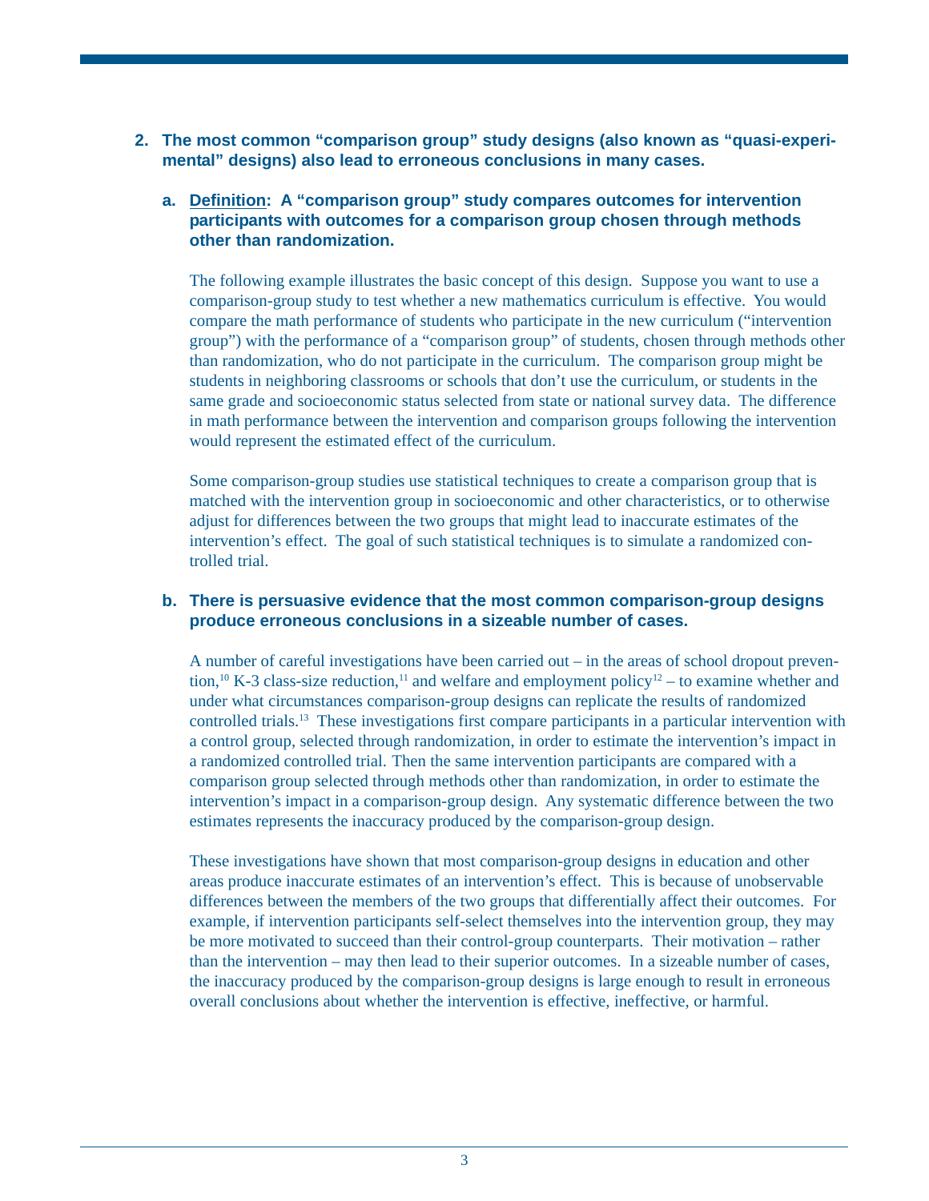## 2. The most common "comparison group" study designs (also known as "quasi-experimental" designs) also lead to erroneous conclusions in many cases.

### a. Definition: A "comparison group" study compares outcomes for intervention participants with outcomes for a comparison group chosen through methods other than randomization.

The following example illustrates the basic concept of this design. Suppose you want to use a comparison-group study to test whether a new mathematics curriculum is effective. You would compare the math performance of students who participate in the new curriculum ("intervention group") with the performance of a "comparison group" of students, chosen through methods other than randomization, who do not participate in the curriculum. The comparison group might be students in neighboring classrooms or schools that don't use the curriculum, or students in the same grade and socioeconomic status selected from state or national survey data. The difference in math performance between the intervention and comparison groups following the intervention would represent the estimated effect of the curriculum.

Some comparison-group studies use statistical techniques to create a comparison group that is matched with the intervention group in socioeconomic and other characteristics, or to otherwise adjust for differences between the two groups that might lead to inaccurate estimates of the intervention's effect. The goal of such statistical techniques is to simulate a randomized controlled trial.

### b. There is persuasive evidence that the most common comparison-group designs produce erroneous conclusions in a sizeable number of cases.

A number of careful investigations have been carried out – in the areas of school dropout prevention,[10] K-3 class-size reduction,[11] and welfare and employment policy[12] – to examine whether and under what circumstances comparison-group designs can replicate the results of randomized controlled trials.[13] These investigations first compare participants in a particular intervention with a control group, selected through randomization, in order to estimate the intervention's impact in a randomized controlled trial. Then the same intervention participants are compared with a comparison group selected through methods other than randomization, in order to estimate the intervention's impact in a comparison-group design. Any systematic difference between the two estimates represents the inaccuracy produced by the comparison-group design.

These investigations have shown that most comparison-group designs in education and other areas produce inaccurate estimates of an intervention's effect. This is because of unobservable differences between the members of the two groups that differentially affect their outcomes. For example, if intervention participants self-select themselves into the intervention group, they may be more motivated to succeed than their control-group counterparts. Their motivation – rather than the intervention – may then lead to their superior outcomes. In a sizeable number of cases, the inaccuracy produced by the comparison-group designs is large enough to result in erroneous overall conclusions about whether the intervention is effective, ineffective, or harmful.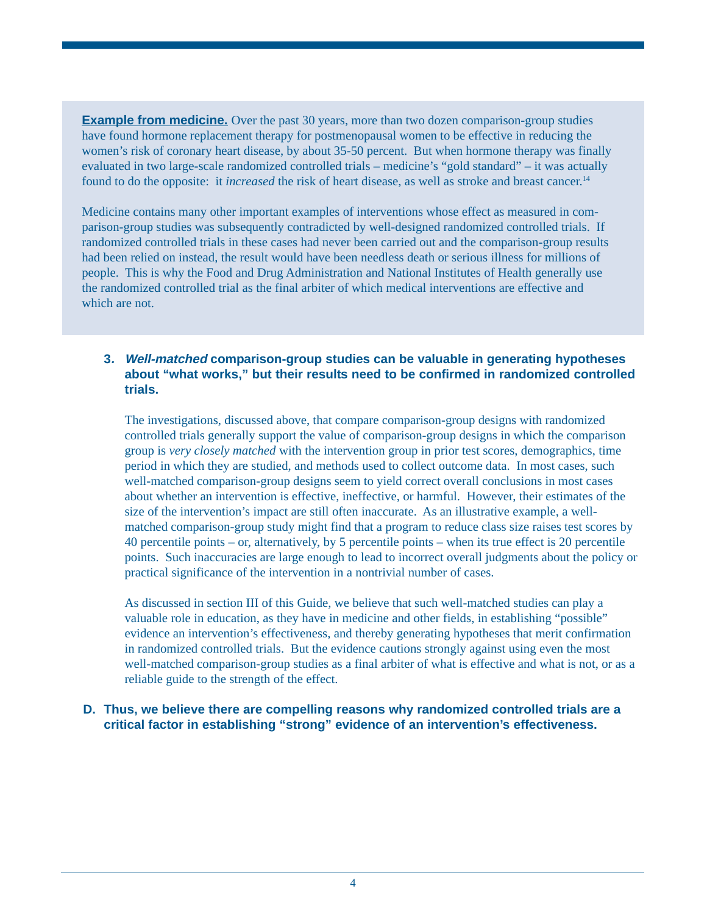**Example from medicine.** Over the past 30 years, more than two dozen comparison-group studies have found hormone replacement therapy for postmenopausal women to be effective in reducing the women's risk of coronary heart disease, by about 35-50 percent. But when hormone therapy was finally evaluated in two large-scale randomized controlled trials – medicine's "gold standard" – it was actually found to do the opposite: it *increased* the risk of heart disease, as well as stroke and breast cancer.[14]

Medicine contains many other important examples of interventions whose effect as measured in comparison-group studies was subsequently contradicted by well-designed randomized controlled trials. If randomized controlled trials in these cases had never been carried out and the comparison-group results had been relied on instead, the result would have been needless death or serious illness for millions of people. This is why the Food and Drug Administration and National Institutes of Health generally use the randomized controlled trial as the final arbiter of which medical interventions are effective and which are not.

### 3. ***Well-matched*** **comparison-group studies can be valuable in generating hypotheses about "what works," but their results need to be confirmed in randomized controlled trials.**

The investigations, discussed above, that compare comparison-group designs with randomized controlled trials generally support the value of comparison-group designs in which the comparison group is *very closely matched* with the intervention group in prior test scores, demographics, time period in which they are studied, and methods used to collect outcome data. In most cases, such well-matched comparison-group designs seem to yield correct overall conclusions in most cases about whether an intervention is effective, ineffective, or harmful. However, their estimates of the size of the intervention's impact are still often inaccurate. As an illustrative example, a well-matched comparison-group study might find that a program to reduce class size raises test scores by 40 percentile points – or, alternatively, by 5 percentile points – when its true effect is 20 percentile points. Such inaccuracies are large enough to lead to incorrect overall judgments about the policy or practical significance of the intervention in a nontrivial number of cases.

As discussed in section III of this Guide, we believe that such well-matched studies can play a valuable role in education, as they have in medicine and other fields, in establishing "possible" evidence an intervention's effectiveness, and thereby generating hypotheses that merit confirmation in randomized controlled trials. But the evidence cautions strongly against using even the most well-matched comparison-group studies as a final arbiter of what is effective and what is not, or as a reliable guide to the strength of the effect.

## D. Thus, we believe there are compelling reasons why randomized controlled trials are a critical factor in establishing "strong" evidence of an intervention's effectiveness.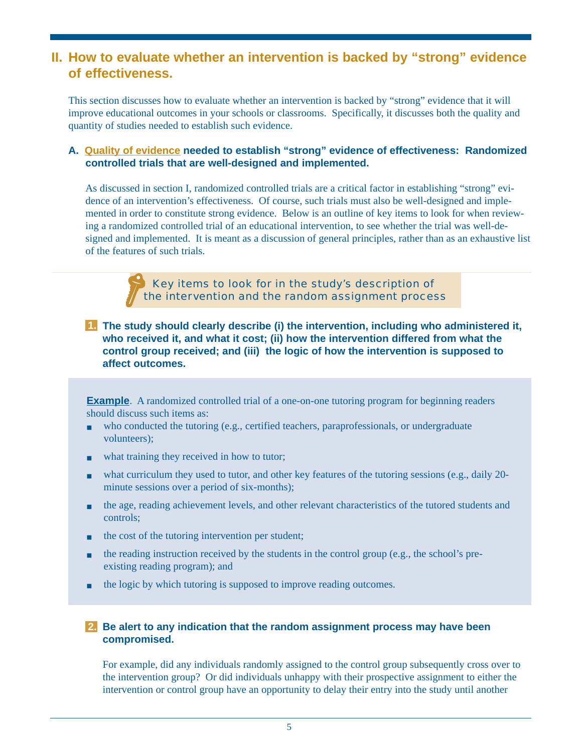## II. How to evaluate whether an intervention is backed by "strong" evidence of effectiveness.

This section discusses how to evaluate whether an intervention is backed by "strong" evidence that it will improve educational outcomes in your schools or classrooms. Specifically, it discusses both the quality and quantity of studies needed to establish such evidence.

### A. Quality of evidence needed to establish "strong" evidence of effectiveness: Randomized controlled trials that are well-designed and implemented.

As discussed in section I, randomized controlled trials are a critical factor in establishing "strong" evidence of an intervention's effectiveness. Of course, such trials must also be well-designed and implemented in order to constitute strong evidence. Below is an outline of key items to look for when reviewing a randomized controlled trial of an educational intervention, to see whether the trial was well-designed and implemented. It is meant as a discussion of general principles, rather than as an exhaustive list of the features of such trials.

#### Key items to look for in the study's description of the intervention and the random assignment process

**1. The study should clearly describe (i) the intervention, including who administered it, who received it, and what it cost; (ii) how the intervention differed from what the control group received; and (iii) the logic of how the intervention is supposed to affect outcomes.**

**Example**. A randomized controlled trial of a one-on-one tutoring program for beginning readers should discuss such items as:

- who conducted the tutoring (e.g., certified teachers, paraprofessionals, or undergraduate volunteers);
- what training they received in how to tutor;
- what curriculum they used to tutor, and other key features of the tutoring sessions (e.g., daily 20-minute sessions over a period of six-months);
- the age, reading achievement levels, and other relevant characteristics of the tutored students and controls;
- the cost of the tutoring intervention per student;
- the reading instruction received by the students in the control group (e.g., the school's pre-existing reading program); and
- the logic by which tutoring is supposed to improve reading outcomes.

**2. Be alert to any indication that the random assignment process may have been compromised.**

For example, did any individuals randomly assigned to the control group subsequently cross over to the intervention group? Or did individuals unhappy with their prospective assignment to either the intervention or control group have an opportunity to delay their entry into the study until another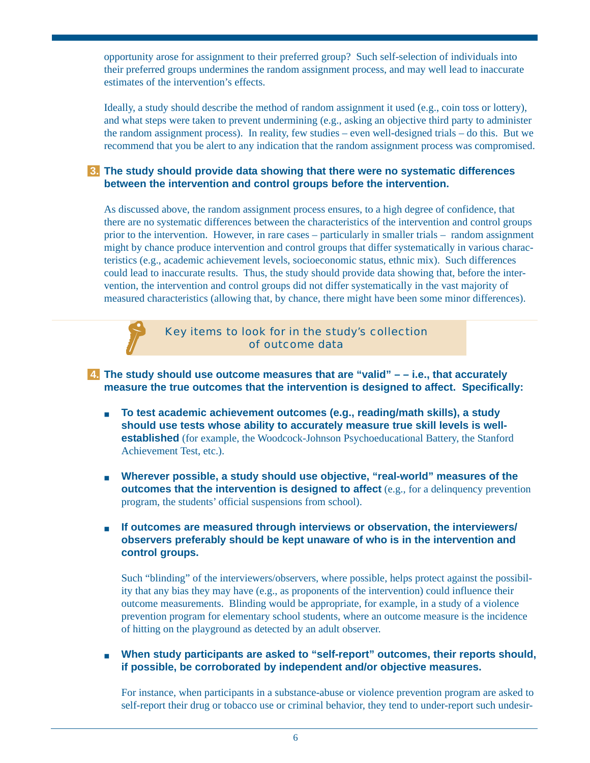opportunity arose for assignment to their preferred group? Such self-selection of individuals into their preferred groups undermines the random assignment process, and may well lead to inaccurate estimates of the intervention's effects.

Ideally, a study should describe the method of random assignment it used (e.g., coin toss or lottery), and what steps were taken to prevent undermining (e.g., asking an objective third party to administer the random assignment process). In reality, few studies – even well-designed trials – do this. But we recommend that you be alert to any indication that the random assignment process was compromised.

**3. The study should provide data showing that there were no systematic differences between the intervention and control groups before the intervention.**

As discussed above, the random assignment process ensures, to a high degree of confidence, that there are no systematic differences between the characteristics of the intervention and control groups prior to the intervention. However, in rare cases – particularly in smaller trials – random assignment might by chance produce intervention and control groups that differ systematically in various characteristics (e.g., academic achievement levels, socioeconomic status, ethnic mix). Such differences could lead to inaccurate results. Thus, the study should provide data showing that, before the intervention, the intervention and control groups did not differ systematically in the vast majority of measured characteristics (allowing that, by chance, there might have been some minor differences).

## Key items to look for in the study's collection of outcome data

**4. The study should use outcome measures that are "valid" – – i.e., that accurately measure the true outcomes that the intervention is designed to affect. Specifically:**

- **To test academic achievement outcomes (e.g., reading/math skills), a study should use tests whose ability to accurately measure true skill levels is well-established** (for example, the Woodcock-Johnson Psychoeducational Battery, the Stanford Achievement Test, etc.).

- **Wherever possible, a study should use objective, "real-world" measures of the outcomes that the intervention is designed to affect** (e.g., for a delinquency prevention program, the students' official suspensions from school).

- **If outcomes are measured through interviews or observation, the interviewers/observers preferably should be kept unaware of who is in the intervention and control groups.**

  Such "blinding" of the interviewers/observers, where possible, helps protect against the possibility that any bias they may have (e.g., as proponents of the intervention) could influence their outcome measurements. Blinding would be appropriate, for example, in a study of a violence prevention program for elementary school students, where an outcome measure is the incidence of hitting on the playground as detected by an adult observer.

- **When study participants are asked to "self-report" outcomes, their reports should, if possible, be corroborated by independent and/or objective measures.**

  For instance, when participants in a substance-abuse or violence prevention program are asked to self-report their drug or tobacco use or criminal behavior, they tend to under-report such undesir-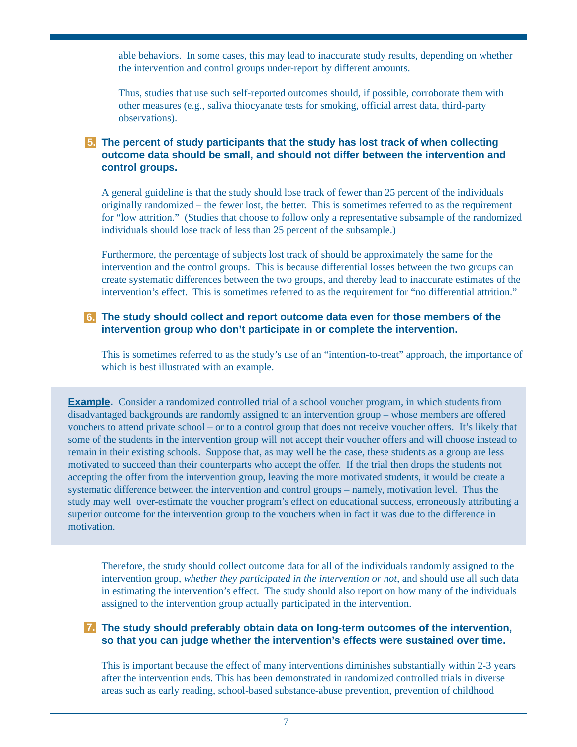able behaviors. In some cases, this may lead to inaccurate study results, depending on whether the intervention and control groups under-report by different amounts.

Thus, studies that use such self-reported outcomes should, if possible, corroborate them with other measures (e.g., saliva thiocyanate tests for smoking, official arrest data, third-party observations).

**5. The percent of study participants that the study has lost track of when collecting outcome data should be small, and should not differ between the intervention and control groups.**

A general guideline is that the study should lose track of fewer than 25 percent of the individuals originally randomized – the fewer lost, the better. This is sometimes referred to as the requirement for "low attrition." (Studies that choose to follow only a representative subsample of the randomized individuals should lose track of less than 25 percent of the subsample.)

Furthermore, the percentage of subjects lost track of should be approximately the same for the intervention and the control groups. This is because differential losses between the two groups can create systematic differences between the two groups, and thereby lead to inaccurate estimates of the intervention's effect. This is sometimes referred to as the requirement for "no differential attrition."

**6. The study should collect and report outcome data even for those members of the intervention group who don't participate in or complete the intervention.**

This is sometimes referred to as the study's use of an "intention-to-treat" approach, the importance of which is best illustrated with an example.

> **Example.** Consider a randomized controlled trial of a school voucher program, in which students from disadvantaged backgrounds are randomly assigned to an intervention group – whose members are offered vouchers to attend private school – or to a control group that does not receive voucher offers. It's likely that some of the students in the intervention group will not accept their voucher offers and will choose instead to remain in their existing schools. Suppose that, as may well be the case, these students as a group are less motivated to succeed than their counterparts who accept the offer. If the trial then drops the students not accepting the offer from the intervention group, leaving the more motivated students, it would be create a systematic difference between the intervention and control groups – namely, motivation level. Thus the study may well over-estimate the voucher program's effect on educational success, erroneously attributing a superior outcome for the intervention group to the vouchers when in fact it was due to the difference in motivation.

Therefore, the study should collect outcome data for all of the individuals randomly assigned to the intervention group, *whether they participated in the intervention or not,* and should use all such data in estimating the intervention's effect. The study should also report on how many of the individuals assigned to the intervention group actually participated in the intervention.

**7. The study should preferably obtain data on long-term outcomes of the intervention, so that you can judge whether the intervention's effects were sustained over time.**

This is important because the effect of many interventions diminishes substantially within 2-3 years after the intervention ends. This has been demonstrated in randomized controlled trials in diverse areas such as early reading, school-based substance-abuse prevention, prevention of childhood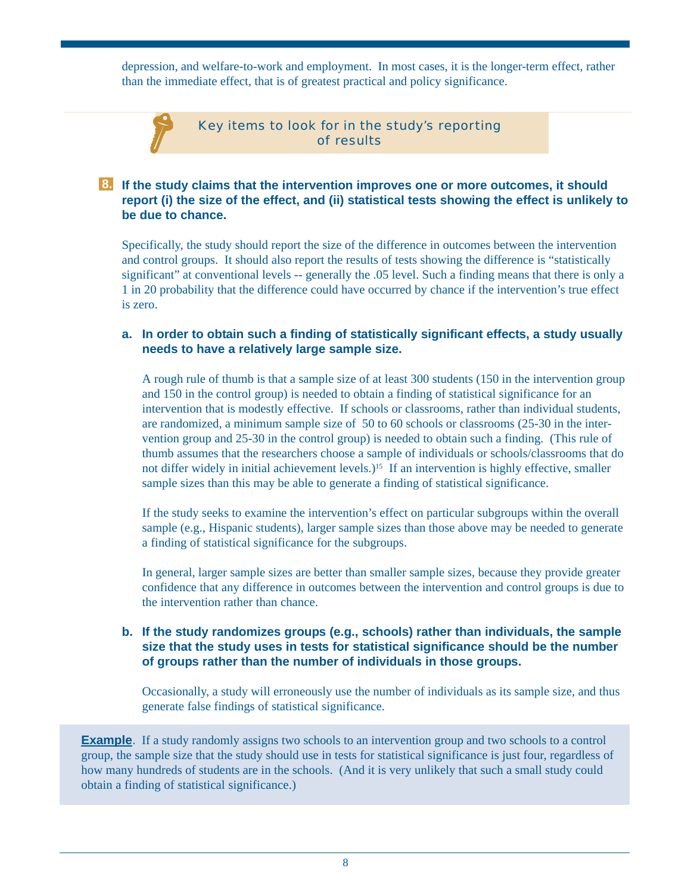depression, and welfare-to-work and employment. In most cases, it is the longer-term effect, rather than the immediate effect, that is of greatest practical and policy significance.

## Key items to look for in the study's reporting of results

**8. If the study claims that the intervention improves one or more outcomes, it should report (i) the size of the effect, and (ii) statistical tests showing the effect is unlikely to be due to chance.**

Specifically, the study should report the size of the difference in outcomes between the intervention and control groups. It should also report the results of tests showing the difference is "statistically significant" at conventional levels -- generally the .05 level. Such a finding means that there is only a 1 in 20 probability that the difference could have occurred by chance if the intervention's true effect is zero.

**a. In order to obtain such a finding of statistically significant effects, a study usually needs to have a relatively large sample size.**

A rough rule of thumb is that a sample size of at least 300 students (150 in the intervention group and 150 in the control group) is needed to obtain a finding of statistical significance for an intervention that is modestly effective. If schools or classrooms, rather than individual students, are randomized, a minimum sample size of 50 to 60 schools or classrooms (25-30 in the intervention group and 25-30 in the control group) is needed to obtain such a finding. (This rule of thumb assumes that the researchers choose a sample of individuals or schools/classrooms that do not differ widely in initial achievement levels.)[15] If an intervention is highly effective, smaller sample sizes than this may be able to generate a finding of statistical significance.

If the study seeks to examine the intervention's effect on particular subgroups within the overall sample (e.g., Hispanic students), larger sample sizes than those above may be needed to generate a finding of statistical significance for the subgroups.

In general, larger sample sizes are better than smaller sample sizes, because they provide greater confidence that any difference in outcomes between the intervention and control groups is due to the intervention rather than chance.

**b. If the study randomizes groups (e.g., schools) rather than individuals, the sample size that the study uses in tests for statistical significance should be the number of groups rather than the number of individuals in those groups.**

Occasionally, a study will erroneously use the number of individuals as its sample size, and thus generate false findings of statistical significance.

**Example**. If a study randomly assigns two schools to an intervention group and two schools to a control group, the sample size that the study should use in tests for statistical significance is just four, regardless of how many hundreds of students are in the schools. (And it is very unlikely that such a small study could obtain a finding of statistical significance.)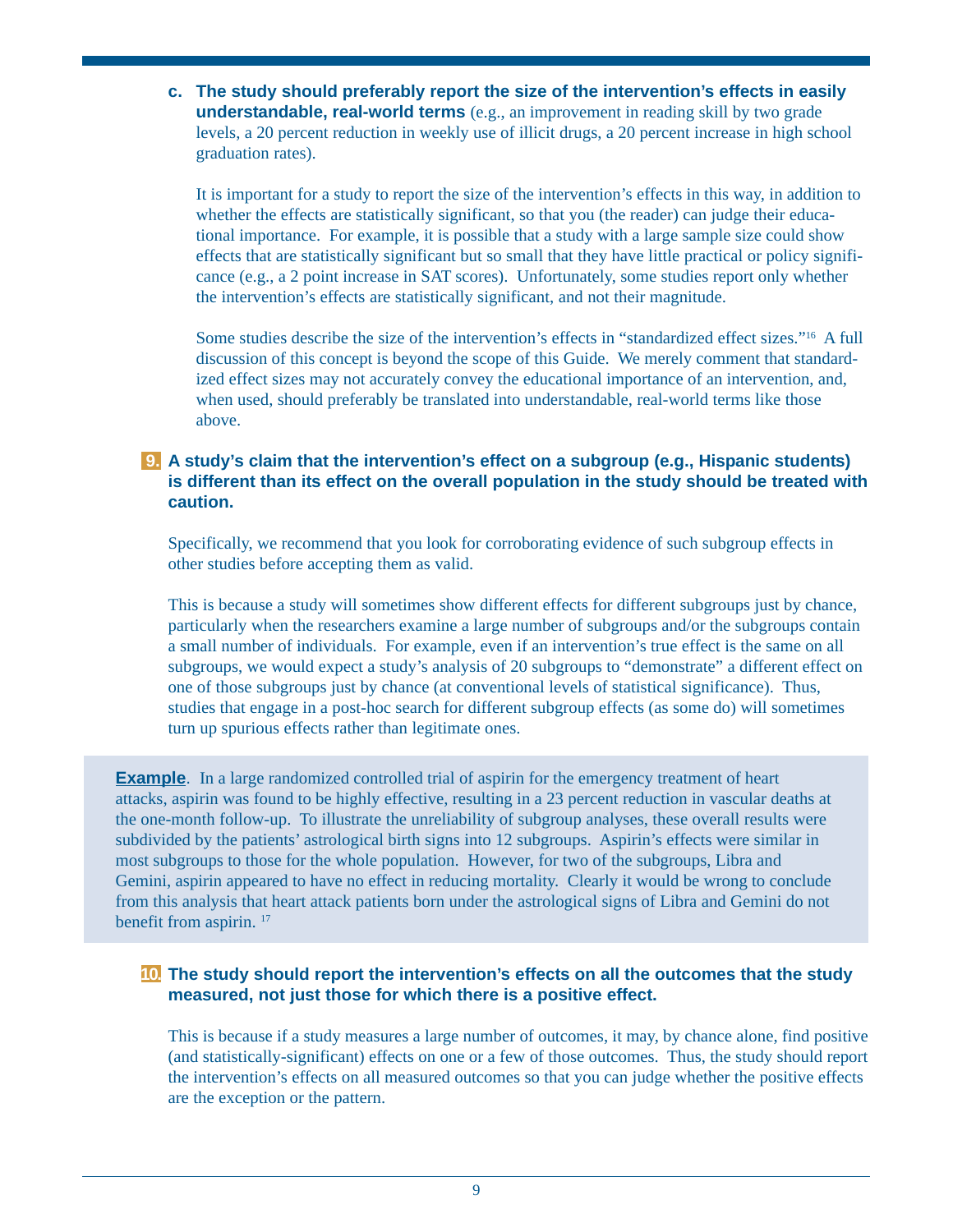**c. The study should preferably report the size of the intervention's effects in easily understandable, real-world terms** (e.g., an improvement in reading skill by two grade levels, a 20 percent reduction in weekly use of illicit drugs, a 20 percent increase in high school graduation rates).

It is important for a study to report the size of the intervention's effects in this way, in addition to whether the effects are statistically significant, so that you (the reader) can judge their educational importance. For example, it is possible that a study with a large sample size could show effects that are statistically significant but so small that they have little practical or policy significance (e.g., a 2 point increase in SAT scores). Unfortunately, some studies report only whether the intervention's effects are statistically significant, and not their magnitude.

Some studies describe the size of the intervention's effects in "standardized effect sizes."[16] A full discussion of this concept is beyond the scope of this Guide. We merely comment that standardized effect sizes may not accurately convey the educational importance of an intervention, and, when used, should preferably be translated into understandable, real-world terms like those above.

**9. A study's claim that the intervention's effect on a subgroup (e.g., Hispanic students) is different than its effect on the overall population in the study should be treated with caution.**

Specifically, we recommend that you look for corroborating evidence of such subgroup effects in other studies before accepting them as valid.

This is because a study will sometimes show different effects for different subgroups just by chance, particularly when the researchers examine a large number of subgroups and/or the subgroups contain a small number of individuals. For example, even if an intervention's true effect is the same on all subgroups, we would expect a study's analysis of 20 subgroups to "demonstrate" a different effect on one of those subgroups just by chance (at conventional levels of statistical significance). Thus, studies that engage in a post-hoc search for different subgroup effects (as some do) will sometimes turn up spurious effects rather than legitimate ones.

**Example**. In a large randomized controlled trial of aspirin for the emergency treatment of heart attacks, aspirin was found to be highly effective, resulting in a 23 percent reduction in vascular deaths at the one-month follow-up. To illustrate the unreliability of subgroup analyses, these overall results were subdivided by the patients' astrological birth signs into 12 subgroups. Aspirin's effects were similar in most subgroups to those for the whole population. However, for two of the subgroups, Libra and Gemini, aspirin appeared to have no effect in reducing mortality. Clearly it would be wrong to conclude from this analysis that heart attack patients born under the astrological signs of Libra and Gemini do not benefit from aspirin. [17]

**10. The study should report the intervention's effects on all the outcomes that the study measured, not just those for which there is a positive effect.**

This is because if a study measures a large number of outcomes, it may, by chance alone, find positive (and statistically-significant) effects on one or a few of those outcomes. Thus, the study should report the intervention's effects on all measured outcomes so that you can judge whether the positive effects are the exception or the pattern.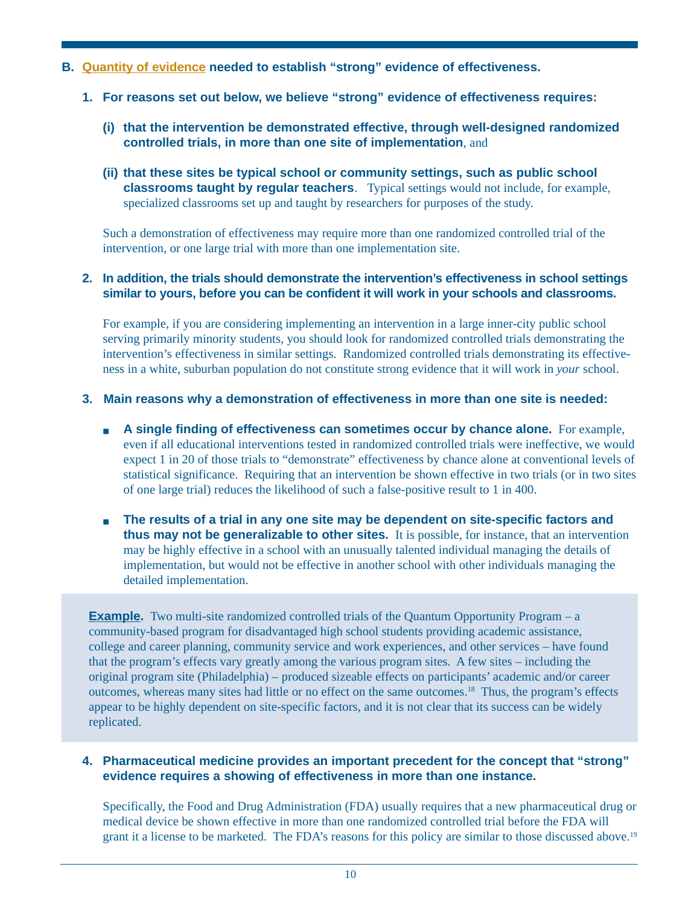## B. Quantity of evidence needed to establish "strong" evidence of effectiveness.

1. **For reasons set out below, we believe "strong" evidence of effectiveness requires:**

   **(i) that the intervention be demonstrated effective, through well-designed randomized controlled trials, in more than one site of implementation**, and

   **(ii) that these sites be typical school or community settings, such as public school classrooms taught by regular teachers**. Typical settings would not include, for example, specialized classrooms set up and taught by researchers for purposes of the study.

   Such a demonstration of effectiveness may require more than one randomized controlled trial of the intervention, or one large trial with more than one implementation site.

2. **In addition, the trials should demonstrate the intervention's effectiveness in school settings similar to yours, before you can be confident it will work in your schools and classrooms.**

   For example, if you are considering implementing an intervention in a large inner-city public school serving primarily minority students, you should look for randomized controlled trials demonstrating the intervention's effectiveness in similar settings. Randomized controlled trials demonstrating its effectiveness in a white, suburban population do not constitute strong evidence that it will work in *your* school.

3. **Main reasons why a demonstration of effectiveness in more than one site is needed:**

   - **A single finding of effectiveness can sometimes occur by chance alone.** For example, even if all educational interventions tested in randomized controlled trials were ineffective, we would expect 1 in 20 of those trials to "demonstrate" effectiveness by chance alone at conventional levels of statistical significance. Requiring that an intervention be shown effective in two trials (or in two sites of one large trial) reduces the likelihood of such a false-positive result to 1 in 400.

   - **The results of a trial in any one site may be dependent on site-specific factors and thus may not be generalizable to other sites.** It is possible, for instance, that an intervention may be highly effective in a school with an unusually talented individual managing the details of implementation, but would not be effective in another school with other individuals managing the detailed implementation.

> **Example.** Two multi-site randomized controlled trials of the Quantum Opportunity Program – a community-based program for disadvantaged high school students providing academic assistance, college and career planning, community service and work experiences, and other services – have found that the program's effects vary greatly among the various program sites. A few sites – including the original program site (Philadelphia) – produced sizeable effects on participants' academic and/or career outcomes, whereas many sites had little or no effect on the same outcomes.[18] Thus, the program's effects appear to be highly dependent on site-specific factors, and it is not clear that its success can be widely replicated.

4. **Pharmaceutical medicine provides an important precedent for the concept that "strong" evidence requires a showing of effectiveness in more than one instance.**

   Specifically, the Food and Drug Administration (FDA) usually requires that a new pharmaceutical drug or medical device be shown effective in more than one randomized controlled trial before the FDA will grant it a license to be marketed. The FDA's reasons for this policy are similar to those discussed above.[19]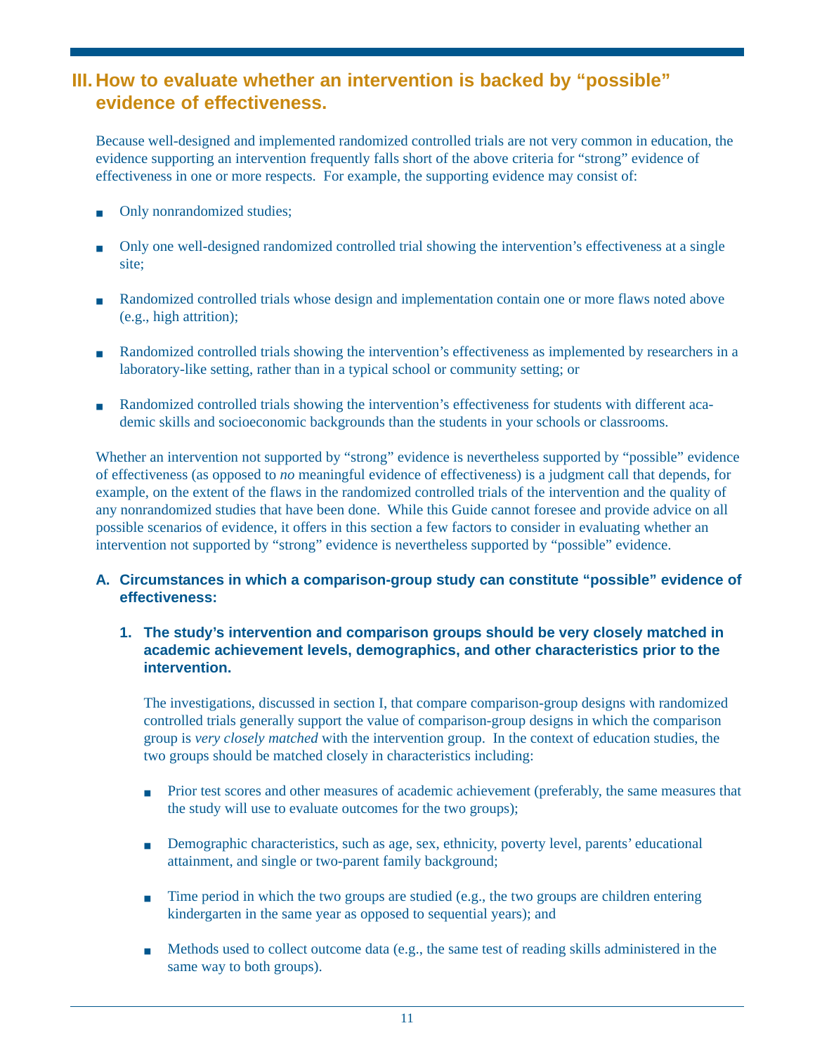## III. How to evaluate whether an intervention is backed by "possible" evidence of effectiveness.

Because well-designed and implemented randomized controlled trials are not very common in education, the evidence supporting an intervention frequently falls short of the above criteria for "strong" evidence of effectiveness in one or more respects. For example, the supporting evidence may consist of:

- Only nonrandomized studies;
- Only one well-designed randomized controlled trial showing the intervention's effectiveness at a single site;
- Randomized controlled trials whose design and implementation contain one or more flaws noted above (e.g., high attrition);
- Randomized controlled trials showing the intervention's effectiveness as implemented by researchers in a laboratory-like setting, rather than in a typical school or community setting; or
- Randomized controlled trials showing the intervention's effectiveness for students with different academic skills and socioeconomic backgrounds than the students in your schools or classrooms.

Whether an intervention not supported by "strong" evidence is nevertheless supported by "possible" evidence of effectiveness (as opposed to *no* meaningful evidence of effectiveness) is a judgment call that depends, for example, on the extent of the flaws in the randomized controlled trials of the intervention and the quality of any nonrandomized studies that have been done. While this Guide cannot foresee and provide advice on all possible scenarios of evidence, it offers in this section a few factors to consider in evaluating whether an intervention not supported by "strong" evidence is nevertheless supported by "possible" evidence.

### A. Circumstances in which a comparison-group study can constitute "possible" evidence of effectiveness:

#### 1. The study's intervention and comparison groups should be very closely matched in academic achievement levels, demographics, and other characteristics prior to the intervention.

The investigations, discussed in section I, that compare comparison-group designs with randomized controlled trials generally support the value of comparison-group designs in which the comparison group is *very closely matched* with the intervention group. In the context of education studies, the two groups should be matched closely in characteristics including:

- Prior test scores and other measures of academic achievement (preferably, the same measures that the study will use to evaluate outcomes for the two groups);
- Demographic characteristics, such as age, sex, ethnicity, poverty level, parents' educational attainment, and single or two-parent family background;
- Time period in which the two groups are studied (e.g., the two groups are children entering kindergarten in the same year as opposed to sequential years); and
- Methods used to collect outcome data (e.g., the same test of reading skills administered in the same way to both groups).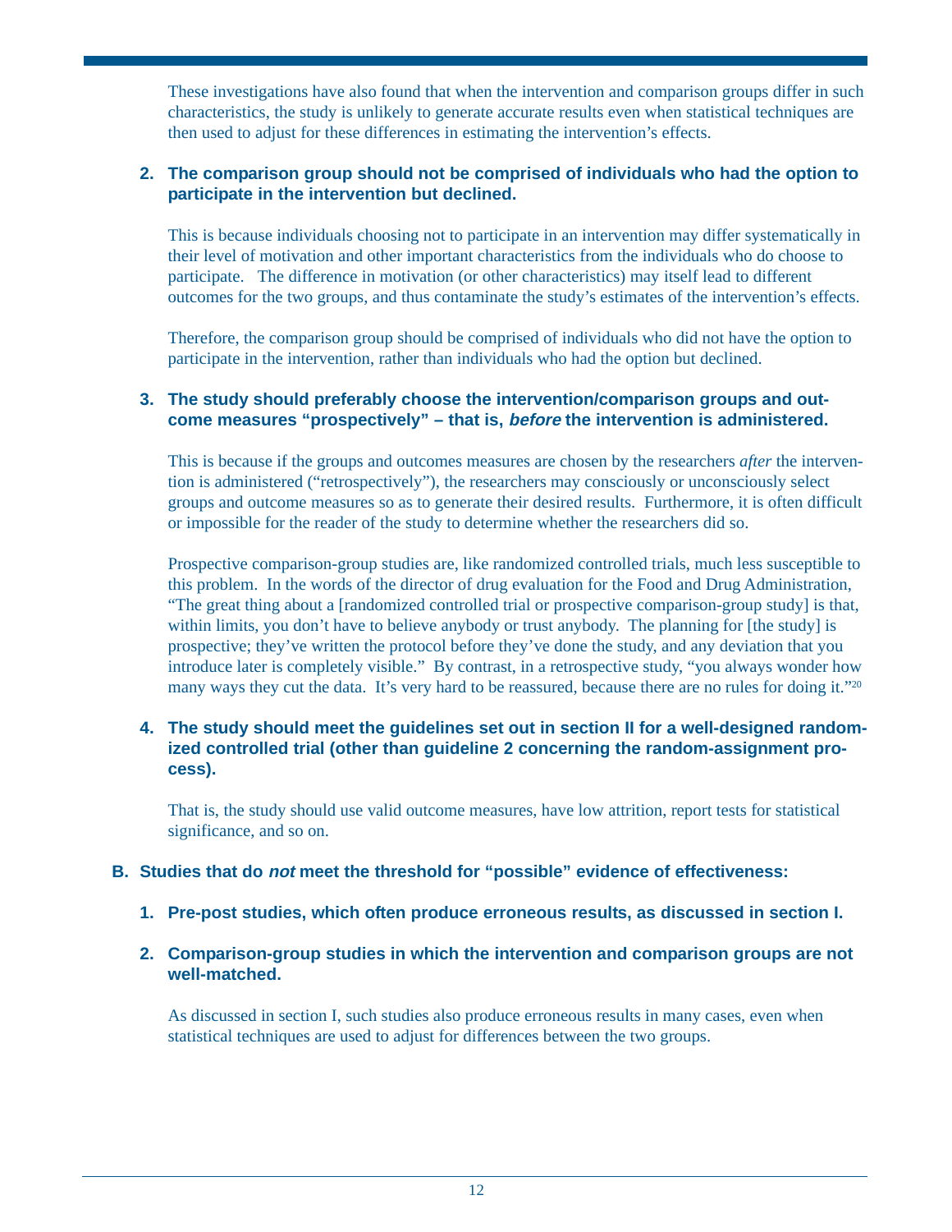These investigations have also found that when the intervention and comparison groups differ in such characteristics, the study is unlikely to generate accurate results even when statistical techniques are then used to adjust for these differences in estimating the intervention's effects.

2. **The comparison group should not be comprised of individuals who had the option to participate in the intervention but declined.**

   This is because individuals choosing not to participate in an intervention may differ systematically in their level of motivation and other important characteristics from the individuals who do choose to participate. The difference in motivation (or other characteristics) may itself lead to different outcomes for the two groups, and thus contaminate the study's estimates of the intervention's effects.

   Therefore, the comparison group should be comprised of individuals who did not have the option to participate in the intervention, rather than individuals who had the option but declined.

3. **The study should preferably choose the intervention/comparison groups and outcome measures "prospectively" – that is, *before* the intervention is administered.**

   This is because if the groups and outcomes measures are chosen by the researchers *after* the intervention is administered ("retrospectively"), the researchers may consciously or unconsciously select groups and outcome measures so as to generate their desired results. Furthermore, it is often difficult or impossible for the reader of the study to determine whether the researchers did so.

   Prospective comparison-group studies are, like randomized controlled trials, much less susceptible to this problem. In the words of the director of drug evaluation for the Food and Drug Administration, "The great thing about a [randomized controlled trial or prospective comparison-group study] is that, within limits, you don't have to believe anybody or trust anybody. The planning for [the study] is prospective; they've written the protocol before they've done the study, and any deviation that you introduce later is completely visible." By contrast, in a retrospective study, "you always wonder how many ways they cut the data. It's very hard to be reassured, because there are no rules for doing it."[20]

4. **The study should meet the guidelines set out in section II for a well-designed randomized controlled trial (other than guideline 2 concerning the random-assignment process).**

   That is, the study should use valid outcome measures, have low attrition, report tests for statistical significance, and so on.

**B. Studies that do *not* meet the threshold for "possible" evidence of effectiveness:**

1. **Pre-post studies, which often produce erroneous results, as discussed in section I.**

2. **Comparison-group studies in which the intervention and comparison groups are not well-matched.**

   As discussed in section I, such studies also produce erroneous results in many cases, even when statistical techniques are used to adjust for differences between the two groups.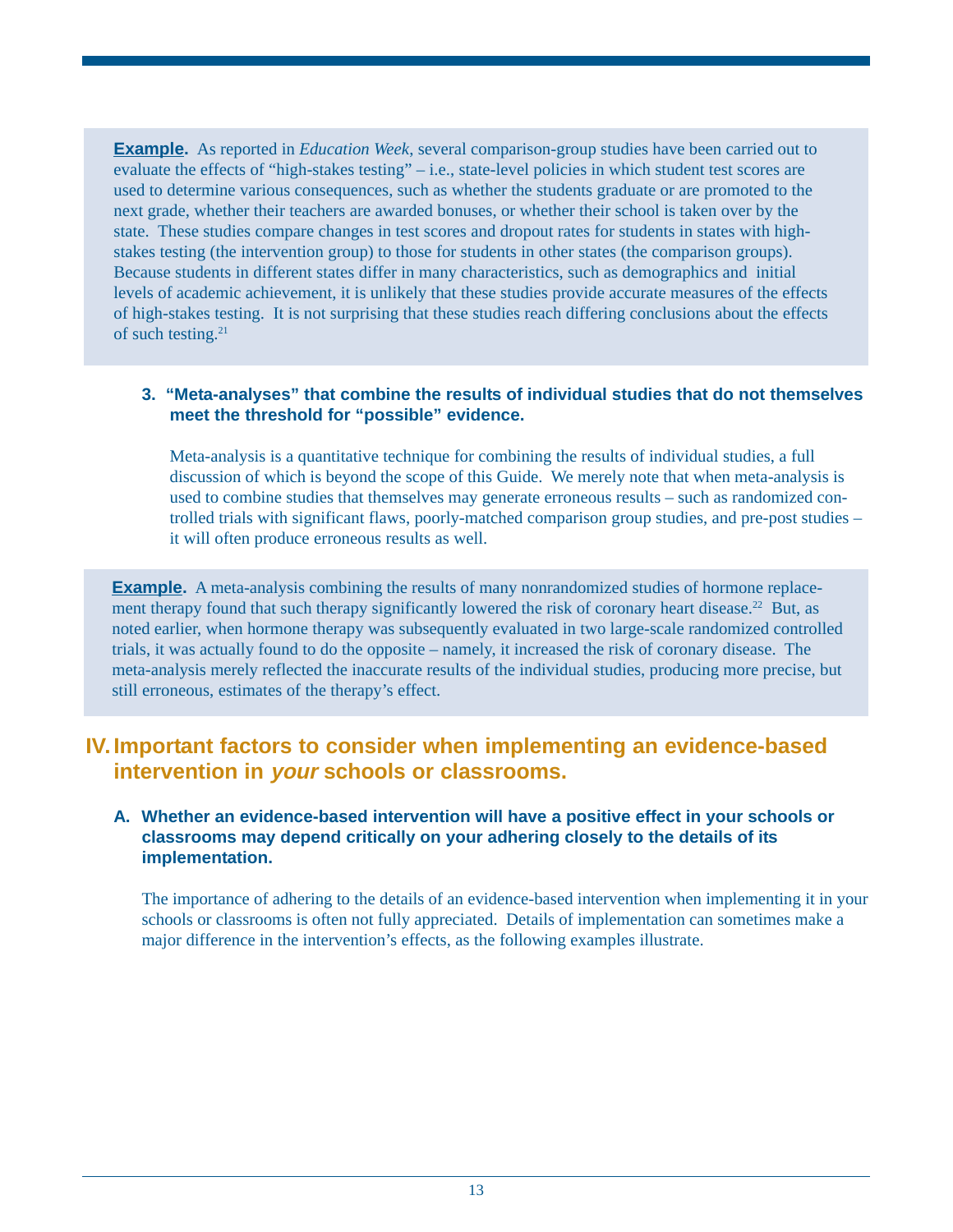**Example.** As reported in *Education Week*, several comparison-group studies have been carried out to evaluate the effects of "high-stakes testing" – i.e., state-level policies in which student test scores are used to determine various consequences, such as whether the students graduate or are promoted to the next grade, whether their teachers are awarded bonuses, or whether their school is taken over by the state. These studies compare changes in test scores and dropout rates for students in states with high-stakes testing (the intervention group) to those for students in other states (the comparison groups). Because students in different states differ in many characteristics, such as demographics and initial levels of academic achievement, it is unlikely that these studies provide accurate measures of the effects of high-stakes testing. It is not surprising that these studies reach differing conclusions about the effects of such testing.[21]

### 3. "Meta-analyses" that combine the results of individual studies that do not themselves meet the threshold for "possible" evidence.

Meta-analysis is a quantitative technique for combining the results of individual studies, a full discussion of which is beyond the scope of this Guide. We merely note that when meta-analysis is used to combine studies that themselves may generate erroneous results – such as randomized controlled trials with significant flaws, poorly-matched comparison group studies, and pre-post studies – it will often produce erroneous results as well.

**Example.** A meta-analysis combining the results of many nonrandomized studies of hormone replacement therapy found that such therapy significantly lowered the risk of coronary heart disease.[22] But, as noted earlier, when hormone therapy was subsequently evaluated in two large-scale randomized controlled trials, it was actually found to do the opposite – namely, it increased the risk of coronary disease. The meta-analysis merely reflected the inaccurate results of the individual studies, producing more precise, but still erroneous, estimates of the therapy's effect.

# IV. Important factors to consider when implementing an evidence-based intervention in *your* schools or classrooms.

## A. Whether an evidence-based intervention will have a positive effect in your schools or classrooms may depend critically on your adhering closely to the details of its implementation.

The importance of adhering to the details of an evidence-based intervention when implementing it in your schools or classrooms is often not fully appreciated. Details of implementation can sometimes make a major difference in the intervention's effects, as the following examples illustrate.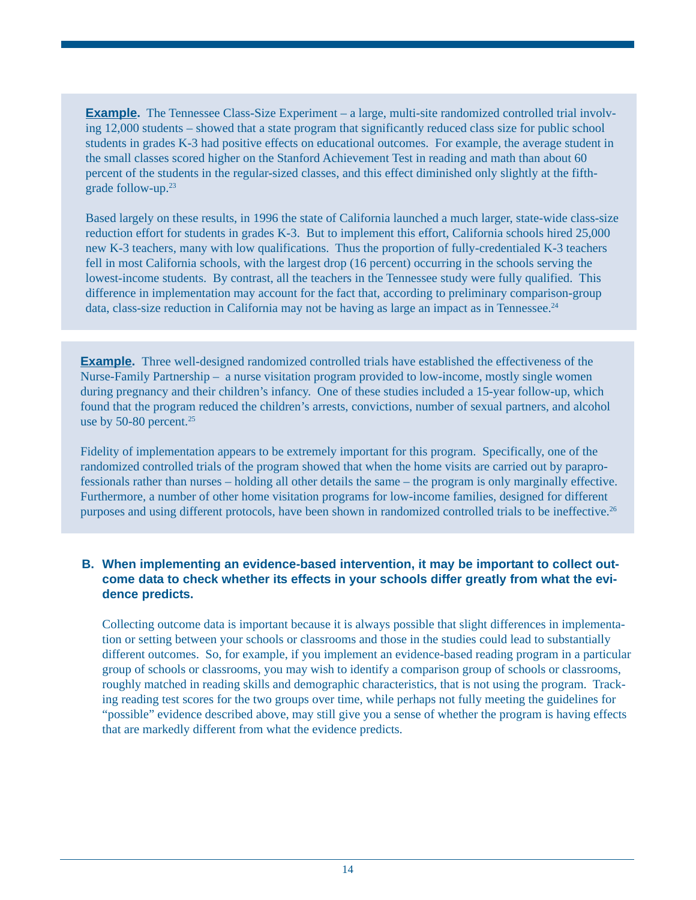**Example.** The Tennessee Class-Size Experiment – a large, multi-site randomized controlled trial involving 12,000 students – showed that a state program that significantly reduced class size for public school students in grades K-3 had positive effects on educational outcomes. For example, the average student in the small classes scored higher on the Stanford Achievement Test in reading and math than about 60 percent of the students in the regular-sized classes, and this effect diminished only slightly at the fifth-grade follow-up.[23]

Based largely on these results, in 1996 the state of California launched a much larger, state-wide class-size reduction effort for students in grades K-3. But to implement this effort, California schools hired 25,000 new K-3 teachers, many with low qualifications. Thus the proportion of fully-credentialed K-3 teachers fell in most California schools, with the largest drop (16 percent) occurring in the schools serving the lowest-income students. By contrast, all the teachers in the Tennessee study were fully qualified. This difference in implementation may account for the fact that, according to preliminary comparison-group data, class-size reduction in California may not be having as large an impact as in Tennessee.[24]

**Example.** Three well-designed randomized controlled trials have established the effectiveness of the Nurse-Family Partnership – a nurse visitation program provided to low-income, mostly single women during pregnancy and their children's infancy. One of these studies included a 15-year follow-up, which found that the program reduced the children's arrests, convictions, number of sexual partners, and alcohol use by 50-80 percent.[25]

Fidelity of implementation appears to be extremely important for this program. Specifically, one of the randomized controlled trials of the program showed that when the home visits are carried out by paraprofessionals rather than nurses – holding all other details the same – the program is only marginally effective. Furthermore, a number of other home visitation programs for low-income families, designed for different purposes and using different protocols, have been shown in randomized controlled trials to be ineffective.[26]

### B. When implementing an evidence-based intervention, it may be important to collect outcome data to check whether its effects in your schools differ greatly from what the evidence predicts.

Collecting outcome data is important because it is always possible that slight differences in implementation or setting between your schools or classrooms and those in the studies could lead to substantially different outcomes. So, for example, if you implement an evidence-based reading program in a particular group of schools or classrooms, you may wish to identify a comparison group of schools or classrooms, roughly matched in reading skills and demographic characteristics, that is not using the program. Tracking reading test scores for the two groups over time, while perhaps not fully meeting the guidelines for "possible" evidence described above, may still give you a sense of whether the program is having effects that are markedly different from what the evidence predicts.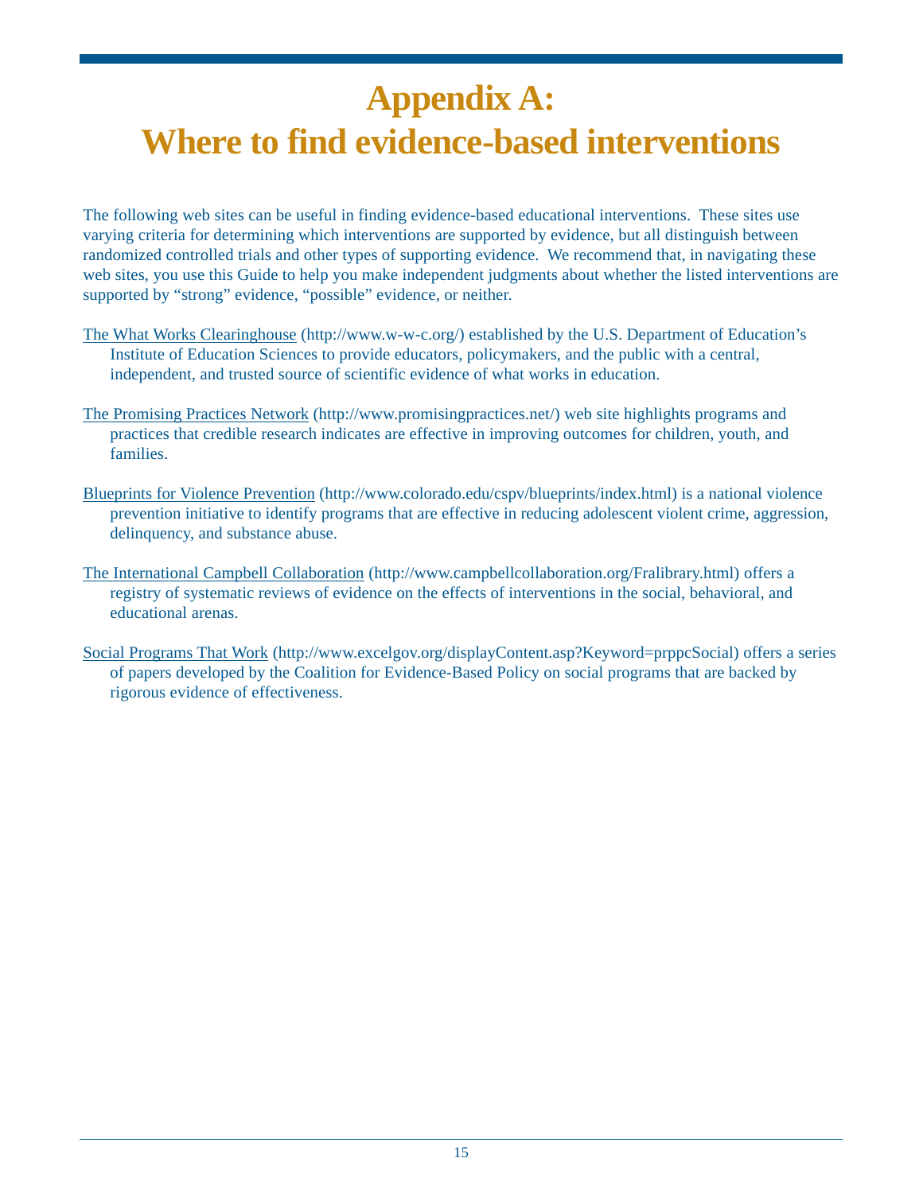# Appendix A: Where to find evidence-based interventions

The following web sites can be useful in finding evidence-based educational interventions. These sites use varying criteria for determining which interventions are supported by evidence, but all distinguish between randomized controlled trials and other types of supporting evidence. We recommend that, in navigating these web sites, you use this Guide to help you make independent judgments about whether the listed interventions are supported by "strong" evidence, "possible" evidence, or neither.

The What Works Clearinghouse (http://www.w-w-c.org/) established by the U.S. Department of Education's Institute of Education Sciences to provide educators, policymakers, and the public with a central, independent, and trusted source of scientific evidence of what works in education.

The Promising Practices Network (http://www.promisingpractices.net/) web site highlights programs and practices that credible research indicates are effective in improving outcomes for children, youth, and families.

Blueprints for Violence Prevention (http://www.colorado.edu/cspv/blueprints/index.html) is a national violence prevention initiative to identify programs that are effective in reducing adolescent violent crime, aggression, delinquency, and substance abuse.

The International Campbell Collaboration (http://www.campbellcollaboration.org/Fralibrary.html) offers a registry of systematic reviews of evidence on the effects of interventions in the social, behavioral, and educational arenas.

Social Programs That Work (http://www.excelgov.org/displayContent.asp?Keyword=prppcSocial) offers a series of papers developed by the Coalition for Evidence-Based Policy on social programs that are backed by rigorous evidence of effectiveness.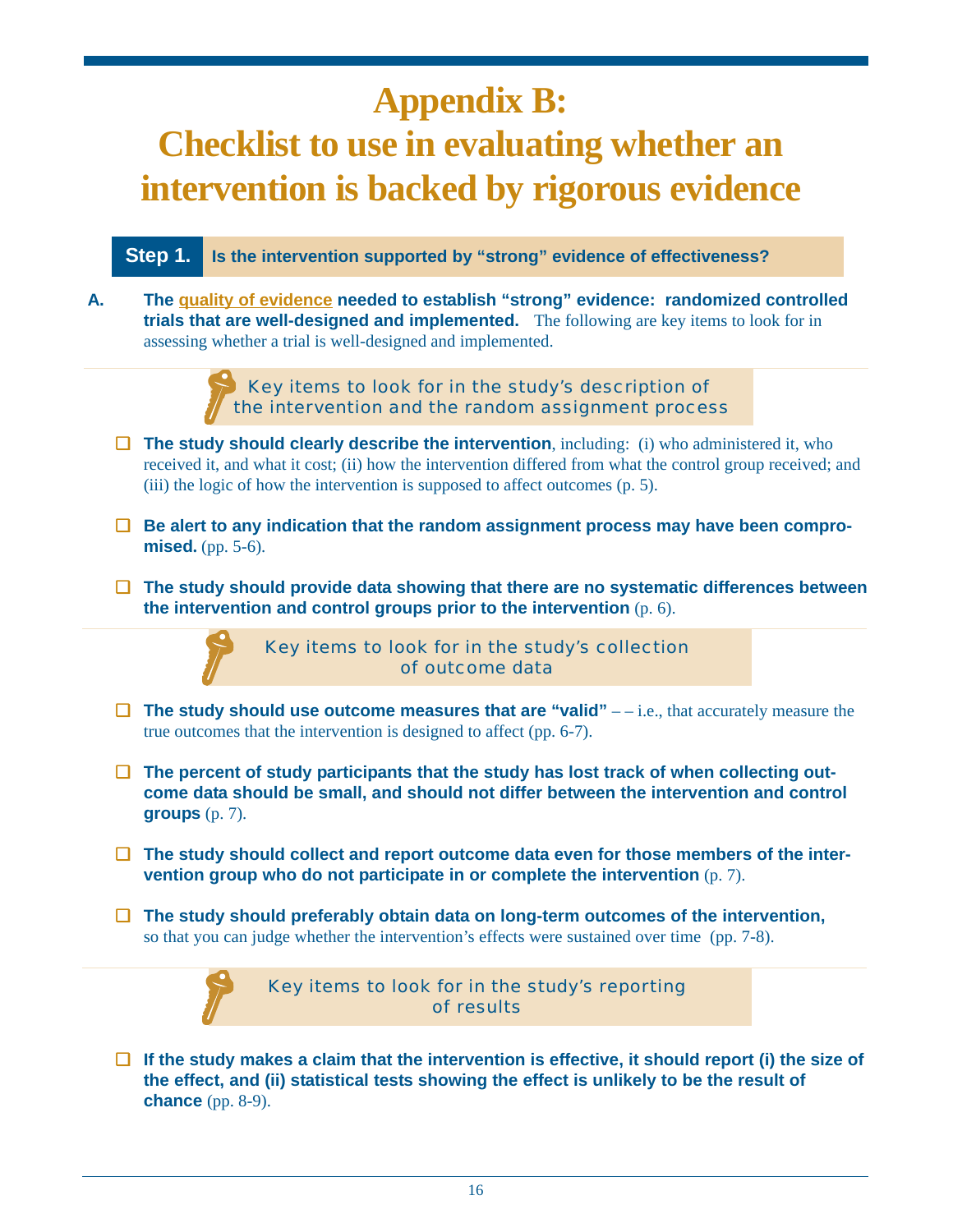# Appendix B:

# Checklist to use in evaluating whether an intervention is backed by rigorous evidence

## Step 1. Is the intervention supported by “strong” evidence of effectiveness?

**A. The quality of evidence needed to establish “strong” evidence: randomized controlled trials that are well-designed and implemented.** The following are key items to look for in assessing whether a trial is well-designed and implemented.

### Key items to look for in the study’s description of the intervention and the random assignment process

- ☐ **The study should clearly describe the intervention**, including: (i) who administered it, who received it, and what it cost; (ii) how the intervention differed from what the control group received; and (iii) the logic of how the intervention is supposed to affect outcomes (p. 5).

- ☐ **Be alert to any indication that the random assignment process may have been compromised.** (pp. 5-6).

- ☐ **The study should provide data showing that there are no systematic differences between the intervention and control groups prior to the intervention** (p. 6).

### Key items to look for in the study’s collection of outcome data

- ☐ **The study should use outcome measures that are “valid”** – – i.e., that accurately measure the true outcomes that the intervention is designed to affect (pp. 6-7).

- ☐ **The percent of study participants that the study has lost track of when collecting outcome data should be small, and should not differ between the intervention and control groups** (p. 7).

- ☐ **The study should collect and report outcome data even for those members of the intervention group who do not participate in or complete the intervention** (p. 7).

- ☐ **The study should preferably obtain data on long-term outcomes of the intervention,** so that you can judge whether the intervention’s effects were sustained over time (pp. 7-8).

### Key items to look for in the study’s reporting of results

- ☐ **If the study makes a claim that the intervention is effective, it should report (i) the size of the effect, and (ii) statistical tests showing the effect is unlikely to be the result of chance** (pp. 8-9).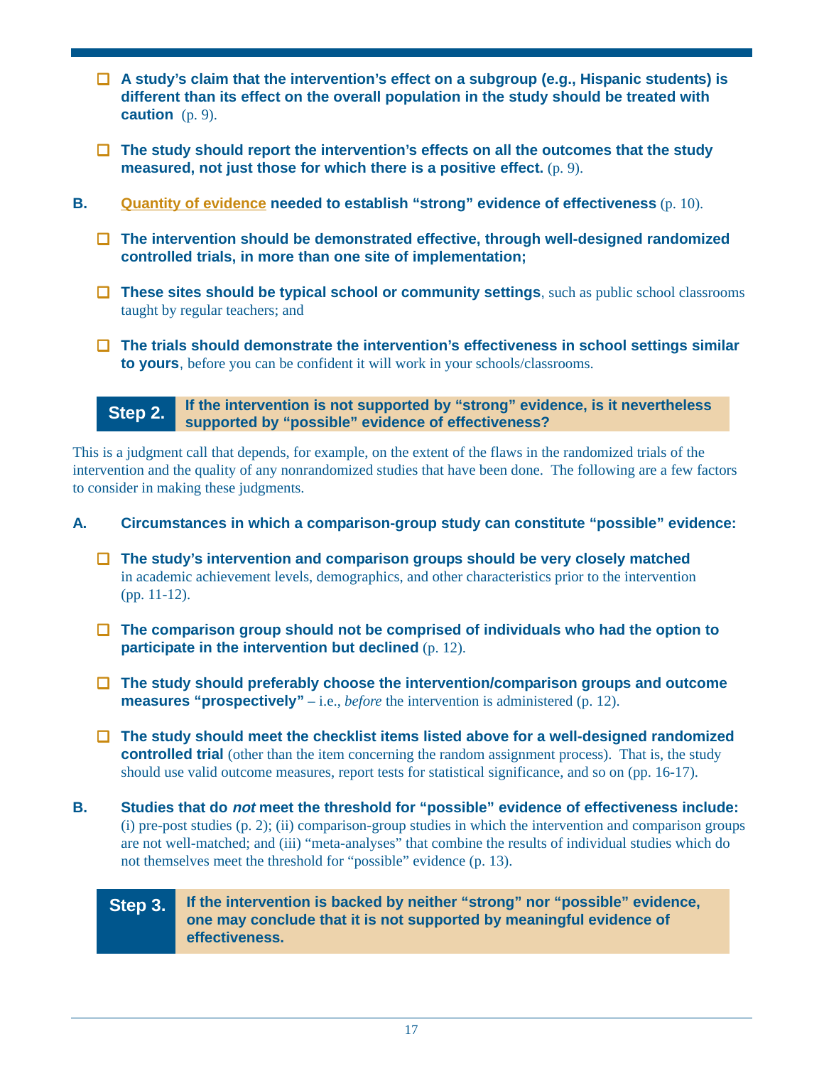- ☐ **A study's claim that the intervention's effect on a subgroup (e.g., Hispanic students) is different than its effect on the overall population in the study should be treated with caution** (p. 9).

- ☐ **The study should report the intervention's effects on all the outcomes that the study measured, not just those for which there is a positive effect.** (p. 9).

**B. Quantity of evidence needed to establish "strong" evidence of effectiveness** (p. 10).

- ☐ **The intervention should be demonstrated effective, through well-designed randomized controlled trials, in more than one site of implementation;**

- ☐ **These sites should be typical school or community settings**, such as public school classrooms taught by regular teachers; and

- ☐ **The trials should demonstrate the intervention's effectiveness in school settings similar to yours**, before you can be confident it will work in your schools/classrooms.

## Step 2. If the intervention is not supported by "strong" evidence, is it nevertheless supported by "possible" evidence of effectiveness?

This is a judgment call that depends, for example, on the extent of the flaws in the randomized trials of the intervention and the quality of any nonrandomized studies that have been done. The following are a few factors to consider in making these judgments.

**A. Circumstances in which a comparison-group study can constitute "possible" evidence:**

- ☐ **The study's intervention and comparison groups should be very closely matched** in academic achievement levels, demographics, and other characteristics prior to the intervention (pp. 11-12).

- ☐ **The comparison group should not be comprised of individuals who had the option to participate in the intervention but declined** (p. 12).

- ☐ **The study should preferably choose the intervention/comparison groups and outcome measures "prospectively"** – i.e., *before* the intervention is administered (p. 12).

- ☐ **The study should meet the checklist items listed above for a well-designed randomized controlled trial** (other than the item concerning the random assignment process). That is, the study should use valid outcome measures, report tests for statistical significance, and so on (pp. 16-17).

**B. Studies that do *not* meet the threshold for "possible" evidence of effectiveness include:** (i) pre-post studies (p. 2); (ii) comparison-group studies in which the intervention and comparison groups are not well-matched; and (iii) "meta-analyses" that combine the results of individual studies which do not themselves meet the threshold for "possible" evidence (p. 13).

## Step 3. If the intervention is backed by neither "strong" nor "possible" evidence, one may conclude that it is not supported by meaningful evidence of effectiveness.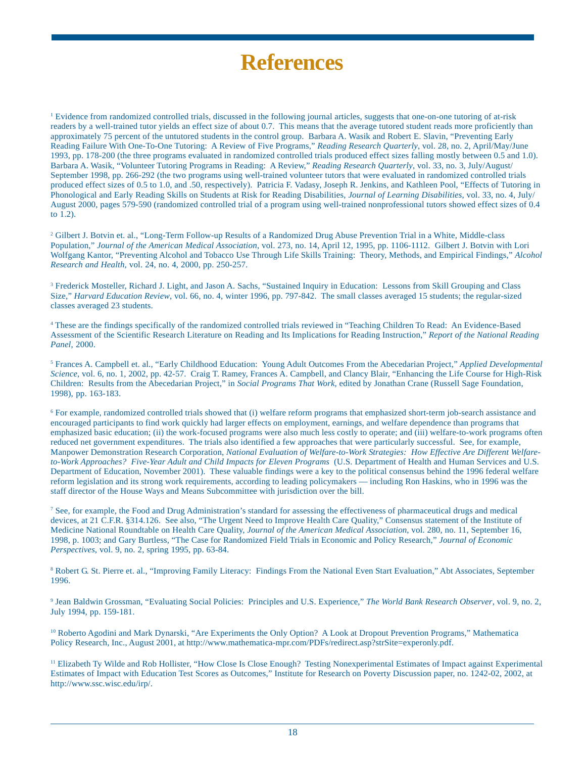# References

[1] Evidence from randomized controlled trials, discussed in the following journal articles, suggests that one-on-one tutoring of at-risk readers by a well-trained tutor yields an effect size of about 0.7. This means that the average tutored student reads more proficiently than approximately 75 percent of the untutored students in the control group. Barbara A. Wasik and Robert E. Slavin, "Preventing Early Reading Failure With One-To-One Tutoring: A Review of Five Programs," *Reading Research Quarterly*, vol. 28, no. 2, April/May/June 1993, pp. 178-200 (the three programs evaluated in randomized controlled trials produced effect sizes falling mostly between 0.5 and 1.0). Barbara A. Wasik, "Volunteer Tutoring Programs in Reading: A Review," *Reading Research Quarterly*, vol. 33, no. 3, July/August/September 1998, pp. 266-292 (the two programs using well-trained volunteer tutors that were evaluated in randomized controlled trials produced effect sizes of 0.5 to 1.0, and .50, respectively). Patricia F. Vadasy, Joseph R. Jenkins, and Kathleen Pool, "Effects of Tutoring in Phonological and Early Reading Skills on Students at Risk for Reading Disabilities, *Journal of Learning Disabilities*, vol. 33, no. 4, July/August 2000, pages 579-590 (randomized controlled trial of a program using well-trained nonprofessional tutors showed effect sizes of 0.4 to 1.2).

[2] Gilbert J. Botvin et. al., "Long-Term Follow-up Results of a Randomized Drug Abuse Prevention Trial in a White, Middle-class Population," *Journal of the American Medical Association*, vol. 273, no. 14, April 12, 1995, pp. 1106-1112. Gilbert J. Botvin with Lori Wolfgang Kantor, "Preventing Alcohol and Tobacco Use Through Life Skills Training: Theory, Methods, and Empirical Findings," *Alcohol Research and Health*, vol. 24, no. 4, 2000, pp. 250-257.

[3] Frederick Mosteller, Richard J. Light, and Jason A. Sachs, "Sustained Inquiry in Education: Lessons from Skill Grouping and Class Size," *Harvard Education Review*, vol. 66, no. 4, winter 1996, pp. 797-842. The small classes averaged 15 students; the regular-sized classes averaged 23 students.

[4] These are the findings specifically of the randomized controlled trials reviewed in "Teaching Children To Read: An Evidence-Based Assessment of the Scientific Research Literature on Reading and Its Implications for Reading Instruction," *Report of the National Reading Panel*, 2000.

[5] Frances A. Campbell et. al., "Early Childhood Education: Young Adult Outcomes From the Abecedarian Project," *Applied Developmental Science*, vol. 6, no. 1, 2002, pp. 42-57. Craig T. Ramey, Frances A. Campbell, and Clancy Blair, "Enhancing the Life Course for High-Risk Children: Results from the Abecedarian Project," in *Social Programs That Work*, edited by Jonathan Crane (Russell Sage Foundation, 1998), pp. 163-183.

[6] For example, randomized controlled trials showed that (i) welfare reform programs that emphasized short-term job-search assistance and encouraged participants to find work quickly had larger effects on employment, earnings, and welfare dependence than programs that emphasized basic education; (ii) the work-focused programs were also much less costly to operate; and (iii) welfare-to-work programs often reduced net government expenditures. The trials also identified a few approaches that were particularly successful. See, for example, Manpower Demonstration Research Corporation, *National Evaluation of Welfare-to-Work Strategies: How Effective Are Different Welfare-to-Work Approaches? Five-Year Adult and Child Impacts for Eleven Programs* (U.S. Department of Health and Human Services and U.S. Department of Education, November 2001). These valuable findings were a key to the political consensus behind the 1996 federal welfare reform legislation and its strong work requirements, according to leading policymakers — including Ron Haskins, who in 1996 was the staff director of the House Ways and Means Subcommittee with jurisdiction over the bill.

[7] See, for example, the Food and Drug Administration's standard for assessing the effectiveness of pharmaceutical drugs and medical devices, at 21 C.F.R. §314.126. See also, "The Urgent Need to Improve Health Care Quality," Consensus statement of the Institute of Medicine National Roundtable on Health Care Quality, *Journal of the American Medical Association*, vol. 280, no. 11, September 16, 1998, p. 1003; and Gary Burtless, "The Case for Randomized Field Trials in Economic and Policy Research," *Journal of Economic Perspectives*, vol. 9, no. 2, spring 1995, pp. 63-84.

[8] Robert G. St. Pierre et. al., "Improving Family Literacy: Findings From the National Even Start Evaluation," Abt Associates, September 1996.

[9] Jean Baldwin Grossman, "Evaluating Social Policies: Principles and U.S. Experience," *The World Bank Research Observer*, vol. 9, no. 2, July 1994, pp. 159-181.

[10] Roberto Agodini and Mark Dynarski, "Are Experiments the Only Option? A Look at Dropout Prevention Programs," Mathematica Policy Research, Inc., August 2001, at http://www.mathematica-mpr.com/PDFs/redirect.asp?strSite=experonly.pdf.

[11] Elizabeth Ty Wilde and Rob Hollister, "How Close Is Close Enough? Testing Nonexperimental Estimates of Impact against Experimental Estimates of Impact with Education Test Scores as Outcomes," Institute for Research on Poverty Discussion paper, no. 1242-02, 2002, at http://www.ssc.wisc.edu/irp/.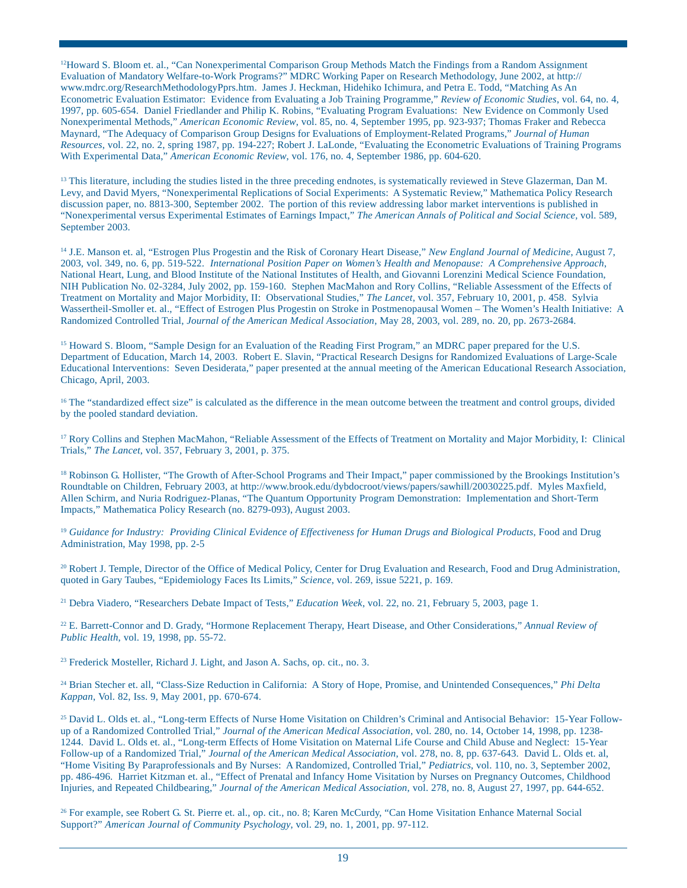[12]Howard S. Bloom et. al., "Can Nonexperimental Comparison Group Methods Match the Findings from a Random Assignment Evaluation of Mandatory Welfare-to-Work Programs?" MDRC Working Paper on Research Methodology, June 2002, at http://www.mdrc.org/ResearchMethodologyPprs.htm. James J. Heckman, Hidehiko Ichimura, and Petra E. Todd, "Matching As An Econometric Evaluation Estimator: Evidence from Evaluating a Job Training Programme," *Review of Economic Studies*, vol. 64, no. 4, 1997, pp. 605-654. Daniel Friedlander and Philip K. Robins, "Evaluating Program Evaluations: New Evidence on Commonly Used Nonexperimental Methods," *American Economic Review*, vol. 85, no. 4, September 1995, pp. 923-937; Thomas Fraker and Rebecca Maynard, "The Adequacy of Comparison Group Designs for Evaluations of Employment-Related Programs," *Journal of Human Resources*, vol. 22, no. 2, spring 1987, pp. 194-227; Robert J. LaLonde, "Evaluating the Econometric Evaluations of Training Programs With Experimental Data," *American Economic Review*, vol. 176, no. 4, September 1986, pp. 604-620.

[13] This literature, including the studies listed in the three preceding endnotes, is systematically reviewed in Steve Glazerman, Dan M. Levy, and David Myers, "Nonexperimental Replications of Social Experiments: A Systematic Review," Mathematica Policy Research discussion paper, no. 8813-300, September 2002. The portion of this review addressing labor market interventions is published in "Nonexperimental versus Experimental Estimates of Earnings Impact," *The American Annals of Political and Social Science*, vol. 589, September 2003.

[14] J.E. Manson et. al, "Estrogen Plus Progestin and the Risk of Coronary Heart Disease," *New England Journal of Medicine*, August 7, 2003, vol. 349, no. 6, pp. 519-522. *International Position Paper on Women's Health and Menopause: A Comprehensive Approach*, National Heart, Lung, and Blood Institute of the National Institutes of Health, and Giovanni Lorenzini Medical Science Foundation, NIH Publication No. 02-3284, July 2002, pp. 159-160. Stephen MacMahon and Rory Collins, "Reliable Assessment of the Effects of Treatment on Mortality and Major Morbidity, II: Observational Studies," *The Lancet*, vol. 357, February 10, 2001, p. 458. Sylvia Wassertheil-Smoller et. al., "Effect of Estrogen Plus Progestin on Stroke in Postmenopausal Women – The Women's Health Initiative: A Randomized Controlled Trial, *Journal of the American Medical Association*, May 28, 2003, vol. 289, no. 20, pp. 2673-2684.

[15] Howard S. Bloom, "Sample Design for an Evaluation of the Reading First Program," an MDRC paper prepared for the U.S. Department of Education, March 14, 2003. Robert E. Slavin, "Practical Research Designs for Randomized Evaluations of Large-Scale Educational Interventions: Seven Desiderata," paper presented at the annual meeting of the American Educational Research Association, Chicago, April, 2003.

[16] The "standardized effect size" is calculated as the difference in the mean outcome between the treatment and control groups, divided by the pooled standard deviation.

[17] Rory Collins and Stephen MacMahon, "Reliable Assessment of the Effects of Treatment on Mortality and Major Morbidity, I: Clinical Trials," *The Lancet*, vol. 357, February 3, 2001, p. 375.

[18] Robinson G. Hollister, "The Growth of After-School Programs and Their Impact," paper commissioned by the Brookings Institution's Roundtable on Children, February 2003, at http://www.brook.edu/dybdocroot/views/papers/sawhill/20030225.pdf. Myles Maxfield, Allen Schirm, and Nuria Rodriguez-Planas, "The Quantum Opportunity Program Demonstration: Implementation and Short-Term Impacts," Mathematica Policy Research (no. 8279-093), August 2003.

[19] *Guidance for Industry: Providing Clinical Evidence of Effectiveness for Human Drugs and Biological Products*, Food and Drug Administration, May 1998, pp. 2-5

[20] Robert J. Temple, Director of the Office of Medical Policy, Center for Drug Evaluation and Research, Food and Drug Administration, quoted in Gary Taubes, "Epidemiology Faces Its Limits," *Science*, vol. 269, issue 5221, p. 169.

[21] Debra Viadero, "Researchers Debate Impact of Tests," *Education Week*, vol. 22, no. 21, February 5, 2003, page 1.

[22] E. Barrett-Connor and D. Grady, "Hormone Replacement Therapy, Heart Disease, and Other Considerations," *Annual Review of Public Health*, vol. 19, 1998, pp. 55-72.

[23] Frederick Mosteller, Richard J. Light, and Jason A. Sachs, op. cit., no. 3.

[24] Brian Stecher et. all, "Class-Size Reduction in California: A Story of Hope, Promise, and Unintended Consequences," *Phi Delta Kappan*, Vol. 82, Iss. 9, May 2001, pp. 670-674.

[25] David L. Olds et. al., "Long-term Effects of Nurse Home Visitation on Children's Criminal and Antisocial Behavior: 15-Year Follow-up of a Randomized Controlled Trial," *Journal of the American Medical Association*, vol. 280, no. 14, October 14, 1998, pp. 1238-1244. David L. Olds et. al., "Long-term Effects of Home Visitation on Maternal Life Course and Child Abuse and Neglect: 15-Year Follow-up of a Randomized Trial," *Journal of the American Medical Association*, vol. 278, no. 8, pp. 637-643. David L. Olds et. al, "Home Visiting By Paraprofessionals and By Nurses: A Randomized, Controlled Trial," *Pediatrics*, vol. 110, no. 3, September 2002, pp. 486-496. Harriet Kitzman et. al., "Effect of Prenatal and Infancy Home Visitation by Nurses on Pregnancy Outcomes, Childhood Injuries, and Repeated Childbearing," *Journal of the American Medical Association*, vol. 278, no. 8, August 27, 1997, pp. 644-652.

[26] For example, see Robert G. St. Pierre et. al., op. cit., no. 8; Karen McCurdy, "Can Home Visitation Enhance Maternal Social Support?" *American Journal of Community Psychology*, vol. 29, no. 1, 2001, pp. 97-112.